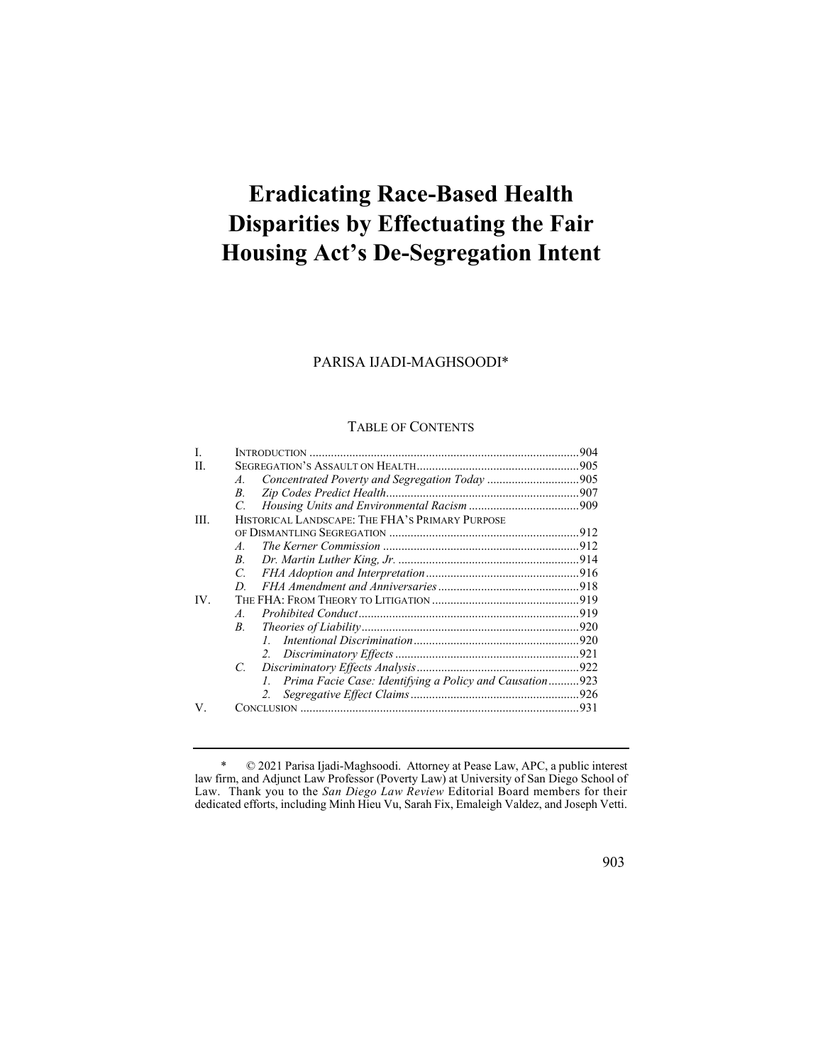# Eradicating Race-Based Health Disparities by Effectuating the Fair Housing Act's De-Segregation Intent

PARISA IJADI-MAGHSOODI*

TABLE OF CONTENTS

| | | |
|---|---|---|
| I. | INTRODUCTION | 904 |
| II. | SEGREGATION'S ASSAULT ON HEALTH | 905 |
| | *A. Concentrated Poverty and Segregation Today* | 905 |
| | *B. Zip Codes Predict Health* | 907 |
| | *C. Housing Units and Environmental Racism* | 909 |
| III. | HISTORICAL LANDSCAPE: THE FHA'S PRIMARY PURPOSE OF DISMANTLING SEGREGATION | 912 |
| | *A. The Kerner Commission* | 912 |
| | *B. Dr. Martin Luther King, Jr.* | 914 |
| | *C. FHA Adoption and Interpretation* | 916 |
| | *D. FHA Amendment and Anniversaries* | 918 |
| IV. | THE FHA: FROM THEORY TO LITIGATION | 919 |
| | *A. Prohibited Conduct* | 919 |
| | *B. Theories of Liability* | 920 |
| | *1. Intentional Discrimination* | 920 |
| | *2. Discriminatory Effects* | 921 |
| | *C. Discriminatory Effects Analysis* | 922 |
| | *1. Prima Facie Case: Identifying a Policy and Causation* | 923 |
| | *2. Segregative Effect Claims* | 926 |
| V. | CONCLUSION | 931 |

---

\* © 2021 Parisa Ijadi-Maghsoodi. Attorney at Pease Law, APC, a public interest law firm, and Adjunct Law Professor (Poverty Law) at University of San Diego School of Law. Thank you to the *San Diego Law Review* Editorial Board members for their dedicated efforts, including Minh Hieu Vu, Sarah Fix, Emaleigh Valdez, and Joseph Vetti.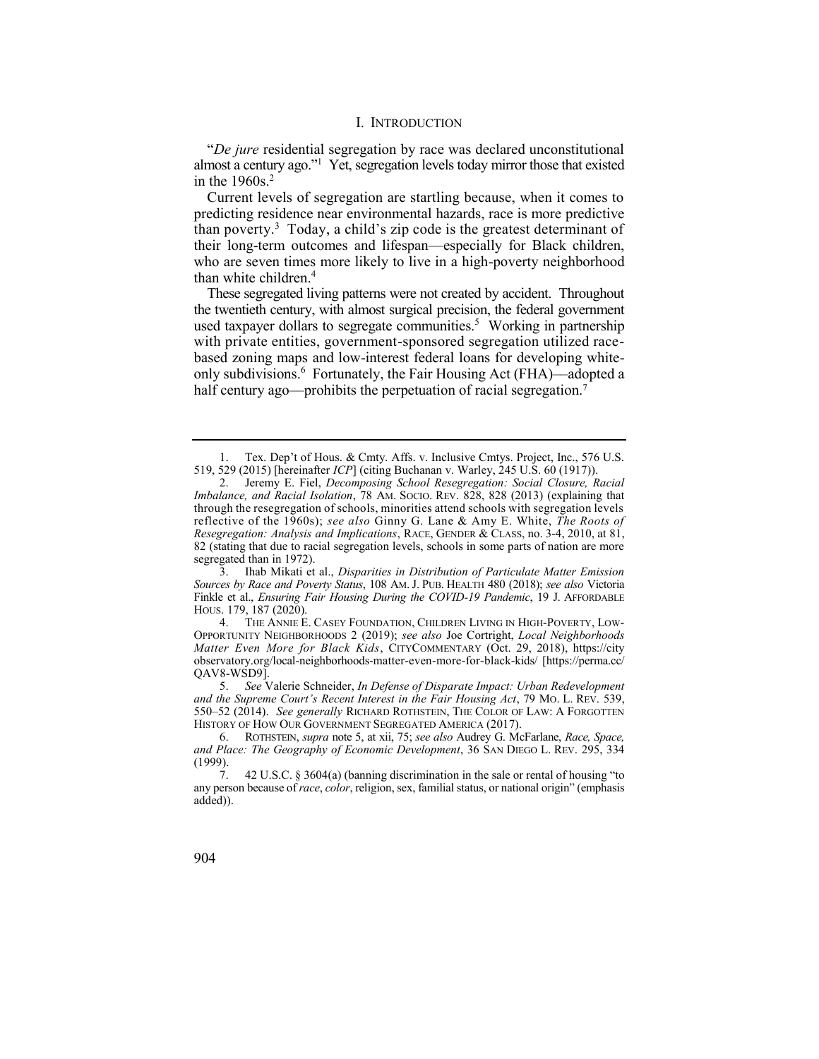## I. INTRODUCTION

"*De jure* residential segregation by race was declared unconstitutional almost a century ago."[1] Yet, segregation levels today mirror those that existed in the 1960s.[2]

Current levels of segregation are startling because, when it comes to predicting residence near environmental hazards, race is more predictive than poverty.[3] Today, a child's zip code is the greatest determinant of their long-term outcomes and lifespan—especially for Black children, who are seven times more likely to live in a high-poverty neighborhood than white children.[4]

These segregated living patterns were not created by accident. Throughout the twentieth century, with almost surgical precision, the federal government used taxpayer dollars to segregate communities.[5] Working in partnership with private entities, government-sponsored segregation utilized race-based zoning maps and low-interest federal loans for developing white-only subdivisions.[6] Fortunately, the Fair Housing Act (FHA)—adopted a half century ago—prohibits the perpetuation of racial segregation.[7]

---

1. Tex. Dep't of Hous. & Cmty. Affs. v. Inclusive Cmtys. Project, Inc., 576 U.S. 519, 529 (2015) [hereinafter *ICP*] (citing Buchanan v. Warley, 245 U.S. 60 (1917)).

2. Jeremy E. Fiel, *Decomposing School Resegregation: Social Closure, Racial Imbalance, and Racial Isolation*, 78 AM. SOCIO. REV. 828, 828 (2013) (explaining that through the resegregation of schools, minorities attend schools with segregation levels reflective of the 1960s); *see also* Ginny G. Lane & Amy E. White, *The Roots of Resegregation: Analysis and Implications*, RACE, GENDER & CLASS, no. 3-4, 2010, at 81, 82 (stating that due to racial segregation levels, schools in some parts of nation are more segregated than in 1972).

3. Ihab Mikati et al., *Disparities in Distribution of Particulate Matter Emission Sources by Race and Poverty Status*, 108 AM. J. PUB. HEALTH 480 (2018); *see also* Victoria Finkle et al., *Ensuring Fair Housing During the COVID-19 Pandemic*, 19 J. AFFORDABLE HOUS. 179, 187 (2020).

4. THE ANNIE E. CASEY FOUNDATION, CHILDREN LIVING IN HIGH-POVERTY, LOW-OPPORTUNITY NEIGHBORHOODS 2 (2019); *see also* Joe Cortright, *Local Neighborhoods Matter Even More for Black Kids*, CITYCOMMENTARY (Oct. 29, 2018), https://cityobservatory.org/local-neighborhoods-matter-even-more-for-black-kids/ [https://perma.cc/QAV8-WSD9].

5. *See* Valerie Schneider, *In Defense of Disparate Impact: Urban Redevelopment and the Supreme Court's Recent Interest in the Fair Housing Act*, 79 MO. L. REV. 539, 550–52 (2014). *See generally* RICHARD ROTHSTEIN, THE COLOR OF LAW: A FORGOTTEN HISTORY OF HOW OUR GOVERNMENT SEGREGATED AMERICA (2017).

6. ROTHSTEIN, *supra* note 5, at xii, 75; *see also* Audrey G. McFarlane, *Race, Space, and Place: The Geography of Economic Development*, 36 SAN DIEGO L. REV. 295, 334 (1999).

7. 42 U.S.C. § 3604(a) (banning discrimination in the sale or rental of housing "to any person because of *race*, *color*, religion, sex, familial status, or national origin" (emphasis added)).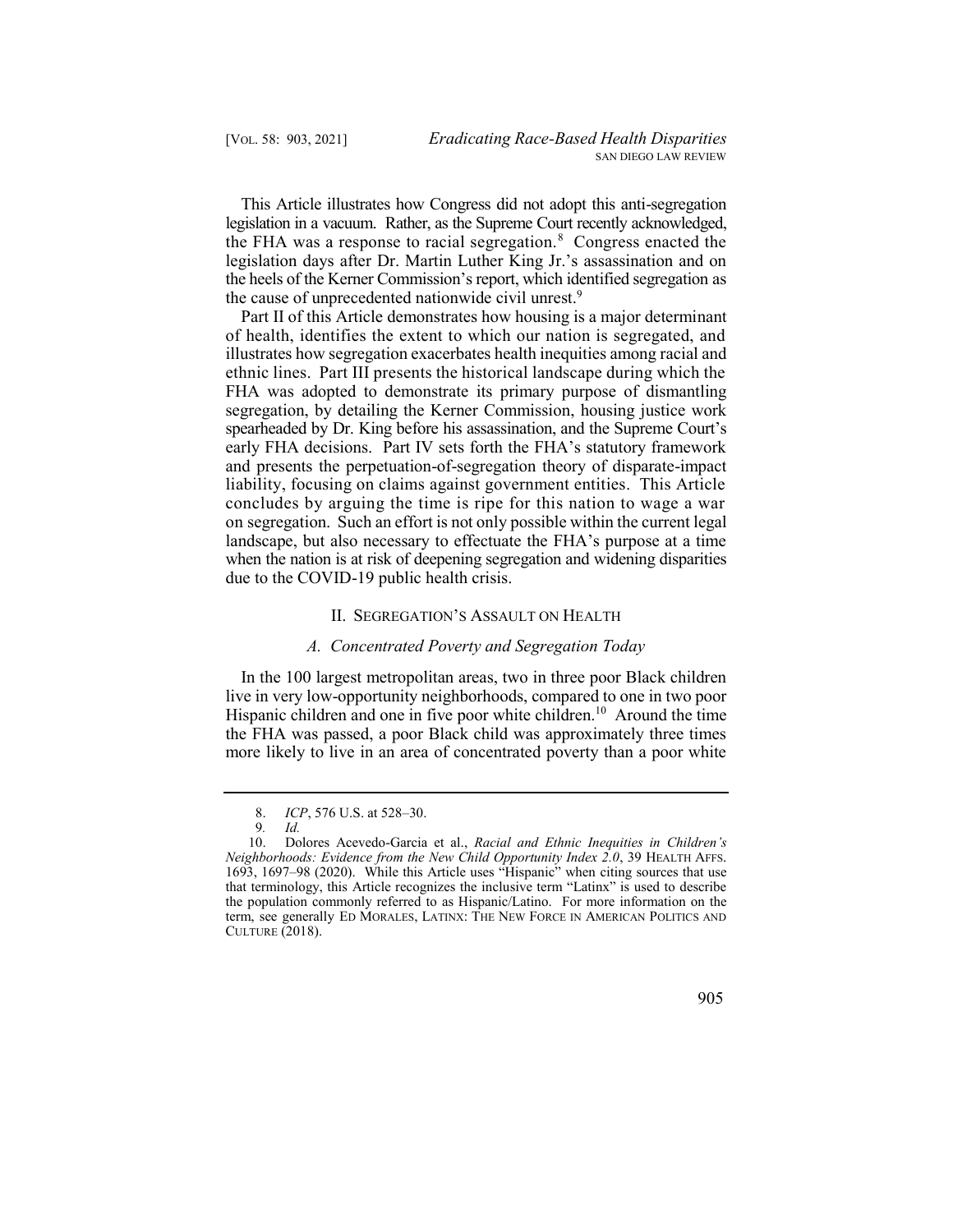This Article illustrates how Congress did not adopt this anti-segregation legislation in a vacuum. Rather, as the Supreme Court recently acknowledged, the FHA was a response to racial segregation.[8] Congress enacted the legislation days after Dr. Martin Luther King Jr.'s assassination and on the heels of the Kerner Commission's report, which identified segregation as the cause of unprecedented nationwide civil unrest.[9]

Part II of this Article demonstrates how housing is a major determinant of health, identifies the extent to which our nation is segregated, and illustrates how segregation exacerbates health inequities among racial and ethnic lines. Part III presents the historical landscape during which the FHA was adopted to demonstrate its primary purpose of dismantling segregation, by detailing the Kerner Commission, housing justice work spearheaded by Dr. King before his assassination, and the Supreme Court's early FHA decisions. Part IV sets forth the FHA's statutory framework and presents the perpetuation-of-segregation theory of disparate-impact liability, focusing on claims against government entities. This Article concludes by arguing the time is ripe for this nation to wage a war on segregation. Such an effort is not only possible within the current legal landscape, but also necessary to effectuate the FHA's purpose at a time when the nation is at risk of deepening segregation and widening disparities due to the COVID-19 public health crisis.

## II. SEGREGATION'S ASSAULT ON HEALTH

### *A. Concentrated Poverty and Segregation Today*

In the 100 largest metropolitan areas, two in three poor Black children live in very low-opportunity neighborhoods, compared to one in two poor Hispanic children and one in five poor white children.[10] Around the time the FHA was passed, a poor Black child was approximately three times more likely to live in an area of concentrated poverty than a poor white

---

8. *ICP*, 576 U.S. at 528–30.

9. *Id.*

10. Dolores Acevedo-Garcia et al., *Racial and Ethnic Inequities in Children's Neighborhoods: Evidence from the New Child Opportunity Index 2.0*, 39 HEALTH AFFS. 1693, 1697–98 (2020). While this Article uses "Hispanic" when citing sources that use that terminology, this Article recognizes the inclusive term "Latinx" is used to describe the population commonly referred to as Hispanic/Latino. For more information on the term, see generally ED MORALES, LATINX: THE NEW FORCE IN AMERICAN POLITICS AND CULTURE (2018).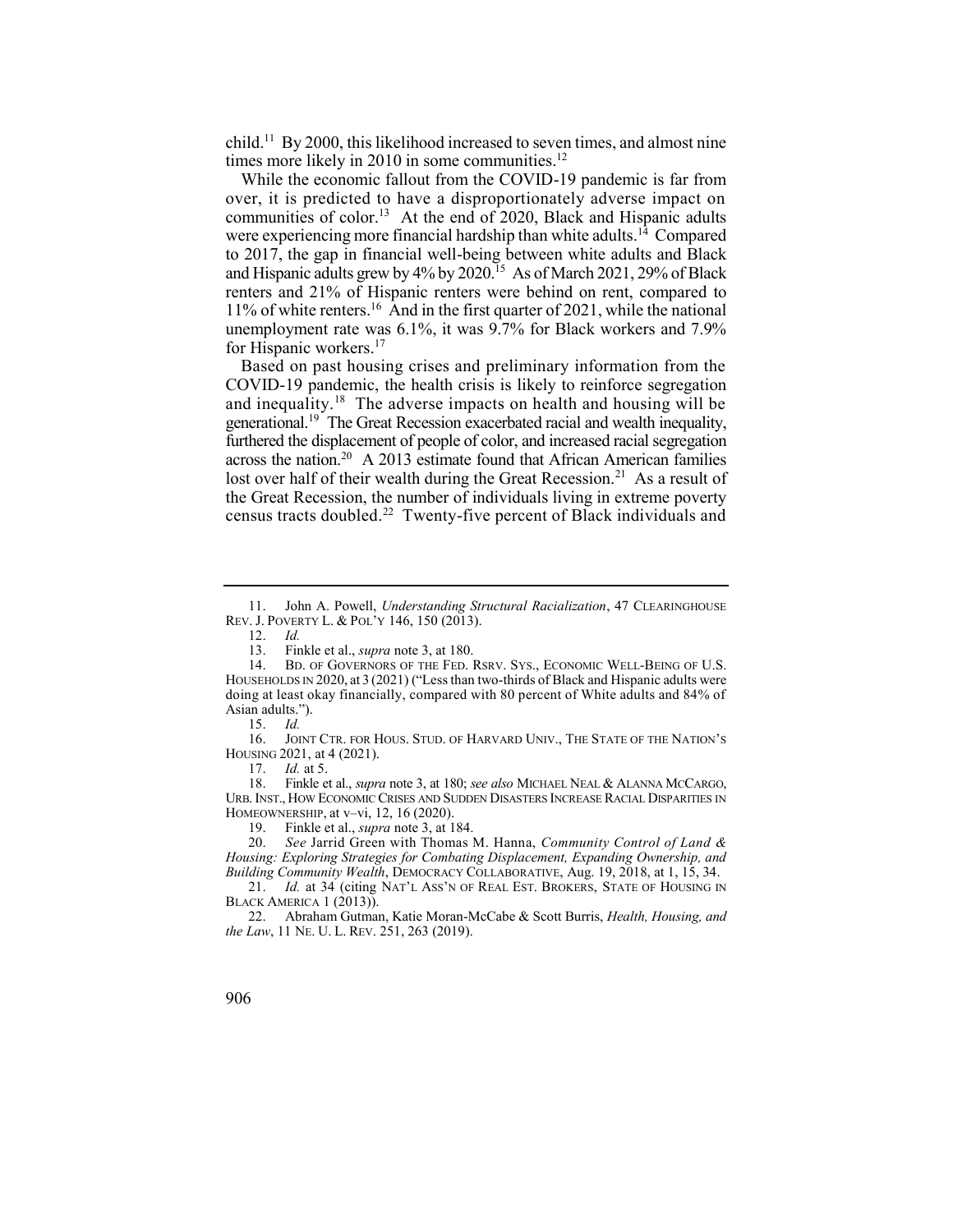child.[11] By 2000, this likelihood increased to seven times, and almost nine times more likely in 2010 in some communities.[12]

While the economic fallout from the COVID-19 pandemic is far from over, it is predicted to have a disproportionately adverse impact on communities of color.[13] At the end of 2020, Black and Hispanic adults were experiencing more financial hardship than white adults.[14] Compared to 2017, the gap in financial well-being between white adults and Black and Hispanic adults grew by 4% by 2020.[15] As of March 2021, 29% of Black renters and 21% of Hispanic renters were behind on rent, compared to 11% of white renters.[16] And in the first quarter of 2021, while the national unemployment rate was 6.1%, it was 9.7% for Black workers and 7.9% for Hispanic workers.[17]

Based on past housing crises and preliminary information from the COVID-19 pandemic, the health crisis is likely to reinforce segregation and inequality.[18] The adverse impacts on health and housing will be generational.[19] The Great Recession exacerbated racial and wealth inequality, furthered the displacement of people of color, and increased racial segregation across the nation.[20] A 2013 estimate found that African American families lost over half of their wealth during the Great Recession.[21] As a result of the Great Recession, the number of individuals living in extreme poverty census tracts doubled.[22] Twenty-five percent of Black individuals and

---

11. John A. Powell, *Understanding Structural Racialization*, 47 CLEARINGHOUSE REV. J. POVERTY L. & POL'Y 146, 150 (2013).

12. *Id.*

13. Finkle et al., *supra* note 3, at 180.

14. BD. OF GOVERNORS OF THE FED. RSRV. SYS., ECONOMIC WELL-BEING OF U.S. HOUSEHOLDS IN 2020, at 3 (2021) ("Less than two-thirds of Black and Hispanic adults were doing at least okay financially, compared with 80 percent of White adults and 84% of Asian adults.").

15. *Id.*

16. JOINT CTR. FOR HOUS. STUD. OF HARVARD UNIV., THE STATE OF THE NATION'S HOUSING 2021, at 4 (2021).

17. *Id.* at 5.

18. Finkle et al., *supra* note 3, at 180; *see also* MICHAEL NEAL & ALANNA MCCARGO, URB. INST., HOW ECONOMIC CRISES AND SUDDEN DISASTERS INCREASE RACIAL DISPARITIES IN HOMEOWNERSHIP, at v–vi, 12, 16 (2020).

19. Finkle et al., *supra* note 3, at 184.

20. *See* Jarrid Green with Thomas M. Hanna, *Community Control of Land & Housing: Exploring Strategies for Combating Displacement, Expanding Ownership, and Building Community Wealth*, DEMOCRACY COLLABORATIVE, Aug. 19, 2018, at 1, 15, 34.

21. *Id.* at 34 (citing NAT'L ASS'N OF REAL EST. BROKERS, STATE OF HOUSING IN BLACK AMERICA 1 (2013)).

22. Abraham Gutman, Katie Moran-McCabe & Scott Burris, *Health, Housing, and the Law*, 11 NE. U. L. REV. 251, 263 (2019).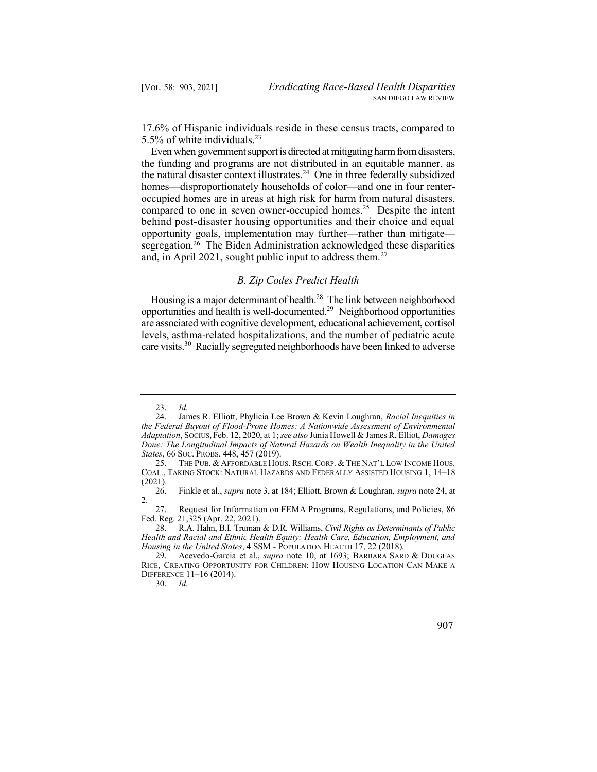17.6% of Hispanic individuals reside in these census tracts, compared to 5.5% of white individuals.[23]

Even when government support is directed at mitigating harm from disasters, the funding and programs are not distributed in an equitable manner, as the natural disaster context illustrates.[24] One in three federally subsidized homes—disproportionately households of color—and one in four renter-occupied homes are in areas at high risk for harm from natural disasters, compared to one in seven owner-occupied homes.[25] Despite the intent behind post-disaster housing opportunities and their choice and equal opportunity goals, implementation may further—rather than mitigate—segregation.[26] The Biden Administration acknowledged these disparities and, in April 2021, sought public input to address them.[27]

### *B. Zip Codes Predict Health*

Housing is a major determinant of health.[28] The link between neighborhood opportunities and health is well-documented.[29] Neighborhood opportunities are associated with cognitive development, educational achievement, cortisol levels, asthma-related hospitalizations, and the number of pediatric acute care visits.[30] Racially segregated neighborhoods have been linked to adverse

---

23. *Id.*

24. James R. Elliott, Phylicia Lee Brown & Kevin Loughran, *Racial Inequities in the Federal Buyout of Flood-Prone Homes: A Nationwide Assessment of Environmental Adaptation*, SOCIUS, Feb. 12, 2020, at 1; *see also* Junia Howell & James R. Elliot, *Damages Done: The Longitudinal Impacts of Natural Hazards on Wealth Inequality in the United States*, 66 SOC. PROBS. 448, 457 (2019).

25. THE PUB. & AFFORDABLE HOUS. RSCH. CORP. & THE NAT'L LOW INCOME HOUS. COAL., TAKING STOCK: NATURAL HAZARDS AND FEDERALLY ASSISTED HOUSING 1, 14–18 (2021).

26. Finkle et al., *supra* note 3, at 184; Elliott, Brown & Loughran, *supra* note 24, at 2.

27. Request for Information on FEMA Programs, Regulations, and Policies, 86 Fed. Reg. 21,325 (Apr. 22, 2021).

28. R.A. Hahn, B.I. Truman & D.R. Williams, *Civil Rights as Determinants of Public Health and Racial and Ethnic Health Equity: Health Care, Education, Employment, and Housing in the United States*, 4 SSM - POPULATION HEALTH 17, 22 (2018).

29. Acevedo-Garcia et al., *supra* note 10, at 1693; BARBARA SARD & DOUGLAS RICE, CREATING OPPORTUNITY FOR CHILDREN: HOW HOUSING LOCATION CAN MAKE A DIFFERENCE 11–16 (2014).

30. *Id.*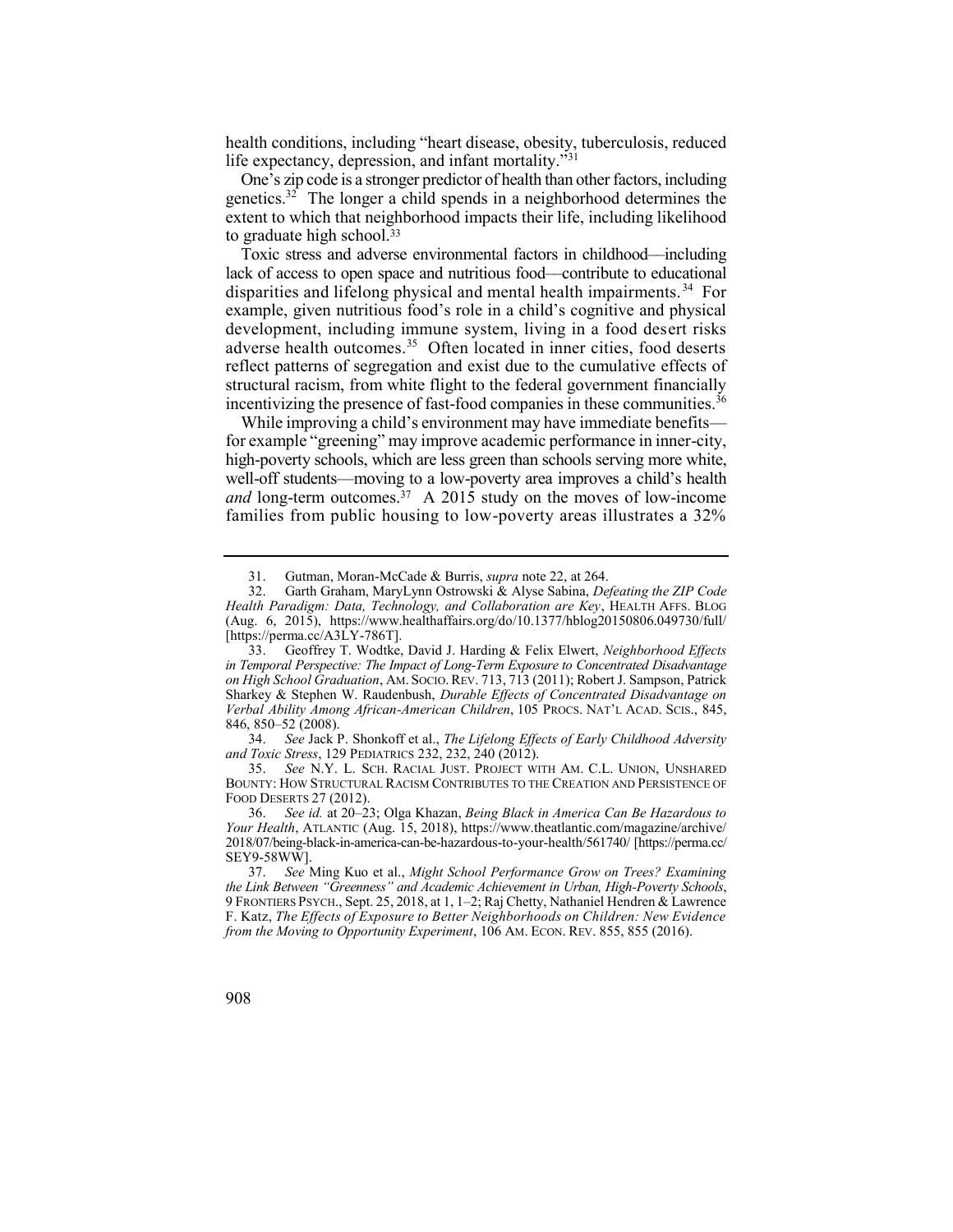health conditions, including "heart disease, obesity, tuberculosis, reduced life expectancy, depression, and infant mortality."[31]

One's zip code is a stronger predictor of health than other factors, including genetics.[32] The longer a child spends in a neighborhood determines the extent to which that neighborhood impacts their life, including likelihood to graduate high school.[33]

Toxic stress and adverse environmental factors in childhood—including lack of access to open space and nutritious food—contribute to educational disparities and lifelong physical and mental health impairments.[34] For example, given nutritious food's role in a child's cognitive and physical development, including immune system, living in a food desert risks adverse health outcomes.[35] Often located in inner cities, food deserts reflect patterns of segregation and exist due to the cumulative effects of structural racism, from white flight to the federal government financially incentivizing the presence of fast-food companies in these communities.[36]

While improving a child's environment may have immediate benefits—for example "greening" may improve academic performance in inner-city, high-poverty schools, which are less green than schools serving more white, well-off students—moving to a low-poverty area improves a child's health *and* long-term outcomes.[37] A 2015 study on the moves of low-income families from public housing to low-poverty areas illustrates a 32%

---

31. Gutman, Moran-McCade & Burris, *supra* note 22, at 264.

32. Garth Graham, MaryLynn Ostrowski & Alyse Sabina, *Defeating the ZIP Code Health Paradigm: Data, Technology, and Collaboration are Key*, HEALTH AFFS. BLOG (Aug. 6, 2015), https://www.healthaffairs.org/do/10.1377/hblog20150806.049730/full/ [https://perma.cc/A3LY-786T].

33. Geoffrey T. Wodtke, David J. Harding & Felix Elwert, *Neighborhood Effects in Temporal Perspective: The Impact of Long-Term Exposure to Concentrated Disadvantage on High School Graduation*, AM. SOCIO. REV. 713, 713 (2011); Robert J. Sampson, Patrick Sharkey & Stephen W. Raudenbush, *Durable Effects of Concentrated Disadvantage on Verbal Ability Among African-American Children*, 105 PROCS. NAT'L ACAD. SCIS., 845, 846, 850–52 (2008).

34. *See* Jack P. Shonkoff et al., *The Lifelong Effects of Early Childhood Adversity and Toxic Stress*, 129 PEDIATRICS 232, 232, 240 (2012).

35. *See* N.Y. L. SCH. RACIAL JUST. PROJECT WITH AM. C.L. UNION, UNSHARED BOUNTY: HOW STRUCTURAL RACISM CONTRIBUTES TO THE CREATION AND PERSISTENCE OF FOOD DESERTS 27 (2012).

36. *See id.* at 20–23; Olga Khazan, *Being Black in America Can Be Hazardous to Your Health*, ATLANTIC (Aug. 15, 2018), https://www.theatlantic.com/magazine/archive/2018/07/being-black-in-america-can-be-hazardous-to-your-health/561740/ [https://perma.cc/SEY9-58WW].

37. *See* Ming Kuo et al., *Might School Performance Grow on Trees? Examining the Link Between "Greenness" and Academic Achievement in Urban, High-Poverty Schools*, 9 FRONTIERS PSYCH., Sept. 25, 2018, at 1, 1–2; Raj Chetty, Nathaniel Hendren & Lawrence F. Katz, *The Effects of Exposure to Better Neighborhoods on Children: New Evidence from the Moving to Opportunity Experiment*, 106 AM. ECON. REV. 855, 855 (2016).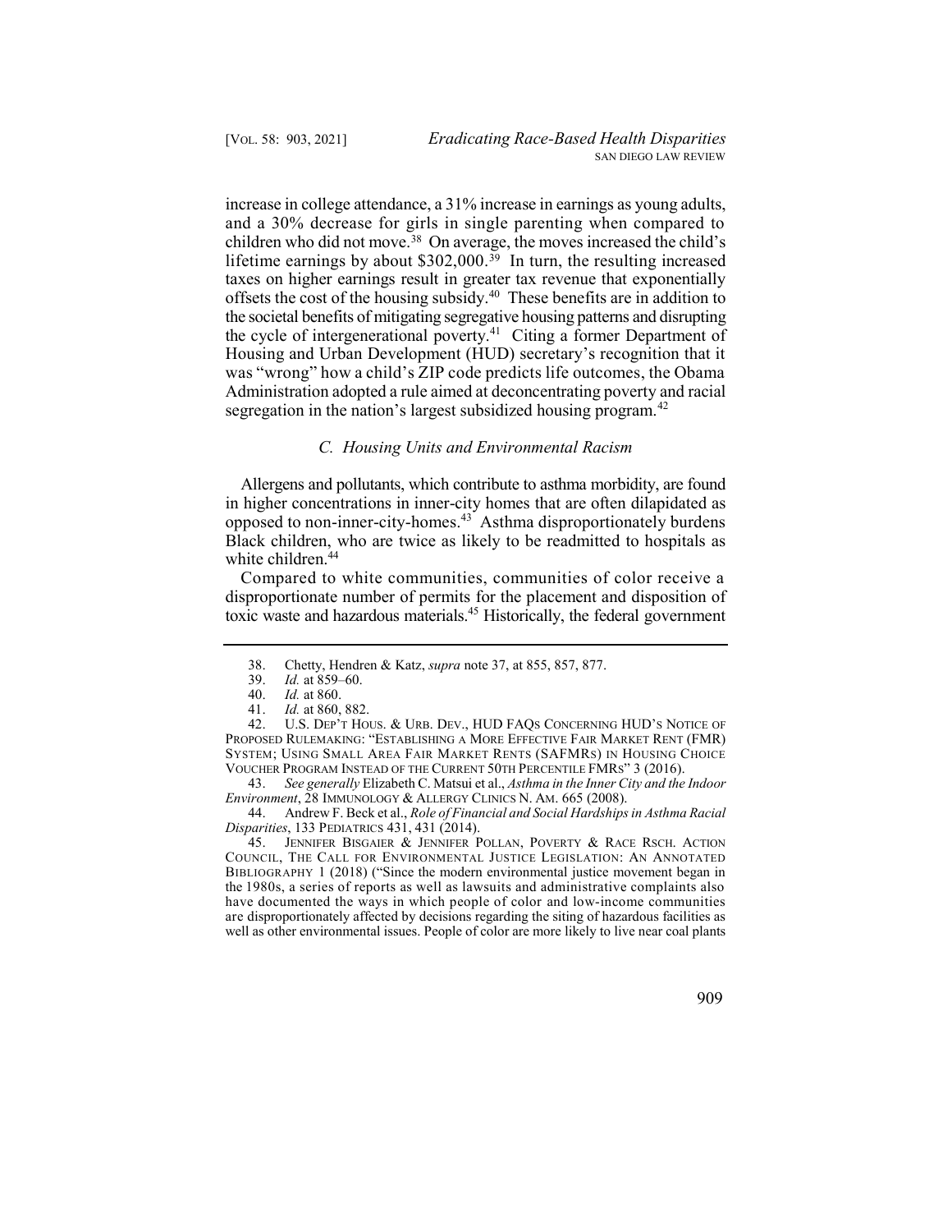increase in college attendance, a 31% increase in earnings as young adults, and a 30% decrease for girls in single parenting when compared to children who did not move.[38] On average, the moves increased the child's lifetime earnings by about $302,000.[39] In turn, the resulting increased taxes on higher earnings result in greater tax revenue that exponentially offsets the cost of the housing subsidy.[40] These benefits are in addition to the societal benefits of mitigating segregative housing patterns and disrupting the cycle of intergenerational poverty.[41] Citing a former Department of Housing and Urban Development (HUD) secretary's recognition that it was "wrong" how a child's ZIP code predicts life outcomes, the Obama Administration adopted a rule aimed at deconcentrating poverty and racial segregation in the nation's largest subsidized housing program.[42]

### *C. Housing Units and Environmental Racism*

Allergens and pollutants, which contribute to asthma morbidity, are found in higher concentrations in inner-city homes that are often dilapidated as opposed to non-inner-city-homes.[43] Asthma disproportionately burdens Black children, who are twice as likely to be readmitted to hospitals as white children.[44]

Compared to white communities, communities of color receive a disproportionate number of permits for the placement and disposition of toxic waste and hazardous materials.[45] Historically, the federal government

---

38. Chetty, Hendren & Katz, *supra* note 37, at 855, 857, 877.

39. *Id.* at 859–60.

40. *Id.* at 860.

41. *Id.* at 860, 882.

42. U.S. DEP'T HOUS. & URB. DEV., HUD FAQS CONCERNING HUD'S NOTICE OF PROPOSED RULEMAKING: "ESTABLISHING A MORE EFFECTIVE FAIR MARKET RENT (FMR) SYSTEM; USING SMALL AREA FAIR MARKET RENTS (SAFMRS) IN HOUSING CHOICE VOUCHER PROGRAM INSTEAD OF THE CURRENT 50TH PERCENTILE FMRS" 3 (2016).

43. *See generally* Elizabeth C. Matsui et al., *Asthma in the Inner City and the Indoor Environment*, 28 IMMUNOLOGY & ALLERGY CLINICS N. AM. 665 (2008).

44. Andrew F. Beck et al., *Role of Financial and Social Hardships in Asthma Racial Disparities*, 133 PEDIATRICS 431, 431 (2014).

45. JENNIFER BISGAIER & JENNIFER POLLAN, POVERTY & RACE RSCH. ACTION COUNCIL, THE CALL FOR ENVIRONMENTAL JUSTICE LEGISLATION: AN ANNOTATED BIBLIOGRAPHY 1 (2018) ("Since the modern environmental justice movement began in the 1980s, a series of reports as well as lawsuits and administrative complaints also have documented the ways in which people of color and low-income communities are disproportionately affected by decisions regarding the siting of hazardous facilities as well as other environmental issues. People of color are more likely to live near coal plants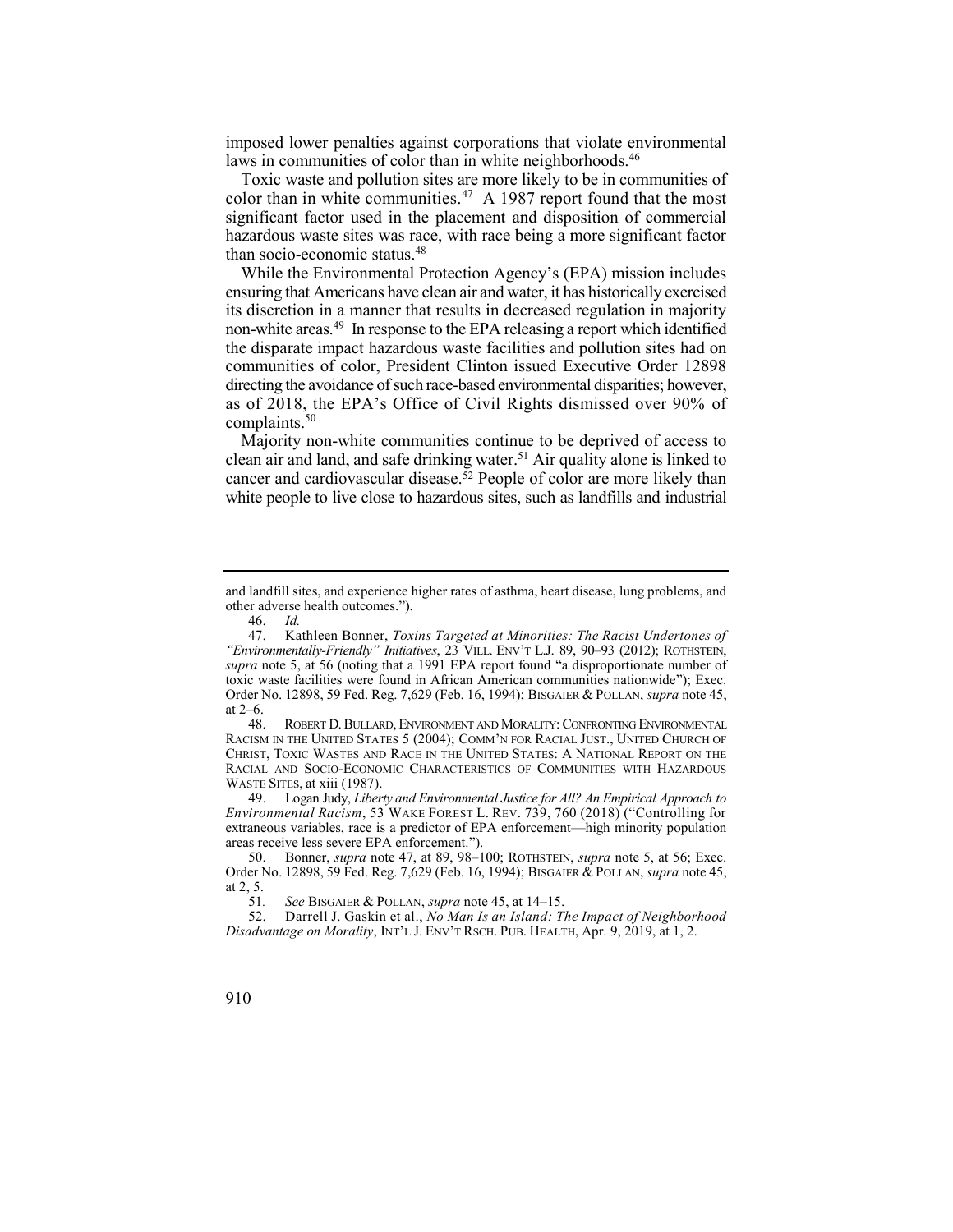imposed lower penalties against corporations that violate environmental laws in communities of color than in white neighborhoods.[46]

Toxic waste and pollution sites are more likely to be in communities of color than in white communities.[47] A 1987 report found that the most significant factor used in the placement and disposition of commercial hazardous waste sites was race, with race being a more significant factor than socio-economic status.[48]

While the Environmental Protection Agency's (EPA) mission includes ensuring that Americans have clean air and water, it has historically exercised its discretion in a manner that results in decreased regulation in majority non-white areas.[49] In response to the EPA releasing a report which identified the disparate impact hazardous waste facilities and pollution sites had on communities of color, President Clinton issued Executive Order 12898 directing the avoidance of such race-based environmental disparities; however, as of 2018, the EPA's Office of Civil Rights dismissed over 90% of complaints.[50]

Majority non-white communities continue to be deprived of access to clean air and land, and safe drinking water.[51] Air quality alone is linked to cancer and cardiovascular disease.[52] People of color are more likely than white people to live close to hazardous sites, such as landfills and industrial

---

and landfill sites, and experience higher rates of asthma, heart disease, lung problems, and other adverse health outcomes.").

46. *Id.*

47. Kathleen Bonner, *Toxins Targeted at Minorities: The Racist Undertones of "Environmentally-Friendly" Initiatives*, 23 VILL. ENV'T L.J. 89, 90–93 (2012); ROTHSTEIN, *supra* note 5, at 56 (noting that a 1991 EPA report found "a disproportionate number of toxic waste facilities were found in African American communities nationwide"); Exec. Order No. 12898, 59 Fed. Reg. 7,629 (Feb. 16, 1994); BISGAIER & POLLAN, *supra* note 45, at 2–6.

48. ROBERT D. BULLARD, ENVIRONMENT AND MORALITY: CONFRONTING ENVIRONMENTAL RACISM IN THE UNITED STATES 5 (2004); COMM'N FOR RACIAL JUST., UNITED CHURCH OF CHRIST, TOXIC WASTES AND RACE IN THE UNITED STATES: A NATIONAL REPORT ON THE RACIAL AND SOCIO-ECONOMIC CHARACTERISTICS OF COMMUNITIES WITH HAZARDOUS WASTE SITES, at xiii (1987).

49. Logan Judy, *Liberty and Environmental Justice for All? An Empirical Approach to Environmental Racism*, 53 WAKE FOREST L. REV. 739, 760 (2018) ("Controlling for extraneous variables, race is a predictor of EPA enforcement—high minority population areas receive less severe EPA enforcement.").

50. Bonner, *supra* note 47, at 89, 98–100; ROTHSTEIN, *supra* note 5, at 56; Exec. Order No. 12898, 59 Fed. Reg. 7,629 (Feb. 16, 1994); BISGAIER & POLLAN, *supra* note 45, at 2, 5.

51. *See* BISGAIER & POLLAN, *supra* note 45, at 14–15.

52. Darrell J. Gaskin et al., *No Man Is an Island: The Impact of Neighborhood Disadvantage on Morality*, INT'L J. ENV'T RSCH. PUB. HEALTH, Apr. 9, 2019, at 1, 2.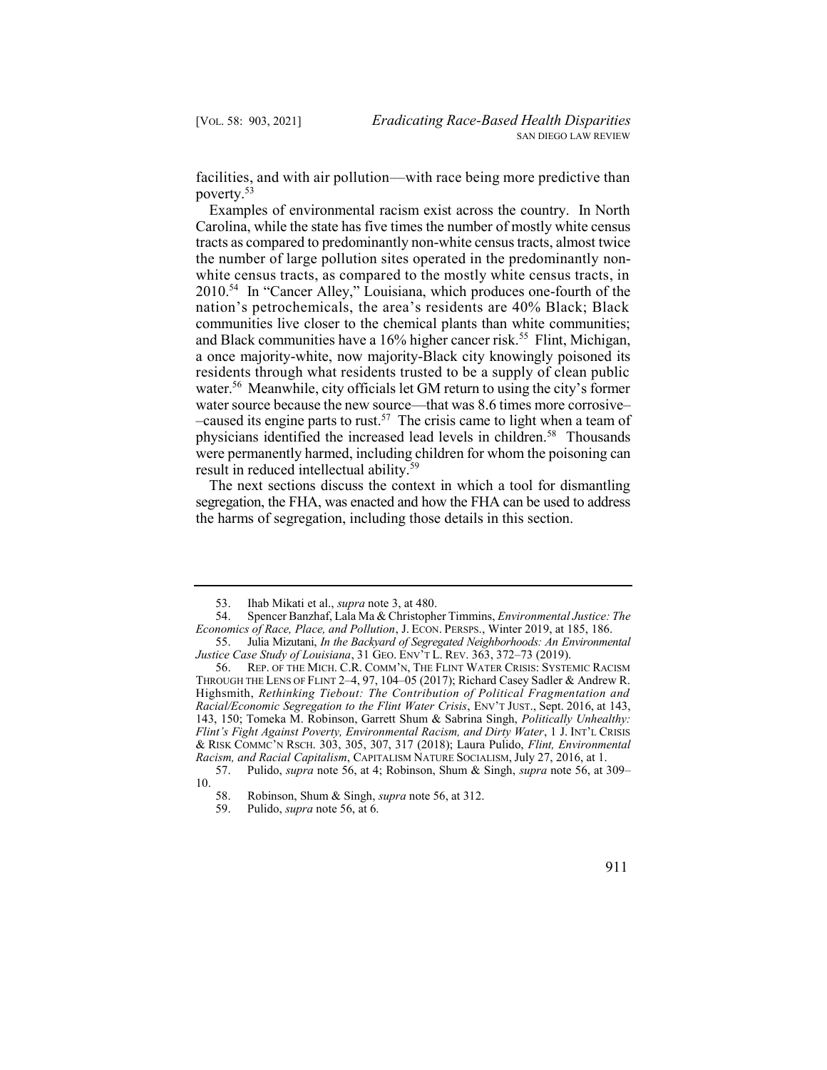facilities, and with air pollution—with race being more predictive than poverty.[53]

Examples of environmental racism exist across the country. In North Carolina, while the state has five times the number of mostly white census tracts as compared to predominantly non-white census tracts, almost twice the number of large pollution sites operated in the predominantly non-white census tracts, as compared to the mostly white census tracts, in 2010.[54] In "Cancer Alley," Louisiana, which produces one-fourth of the nation's petrochemicals, the area's residents are 40% Black; Black communities live closer to the chemical plants than white communities; and Black communities have a 16% higher cancer risk.[55] Flint, Michigan, a once majority-white, now majority-Black city knowingly poisoned its residents through what residents trusted to be a supply of clean public water.[56] Meanwhile, city officials let GM return to using the city's former water source because the new source—that was 8.6 times more corrosive––caused its engine parts to rust.[57] The crisis came to light when a team of physicians identified the increased lead levels in children.[58] Thousands were permanently harmed, including children for whom the poisoning can result in reduced intellectual ability.[59]

The next sections discuss the context in which a tool for dismantling segregation, the FHA, was enacted and how the FHA can be used to address the harms of segregation, including those details in this section.

---

53. Ihab Mikati et al., *supra* note 3, at 480.

54. Spencer Banzhaf, Lala Ma & Christopher Timmins, *Environmental Justice: The Economics of Race, Place, and Pollution*, J. ECON. PERSPS., Winter 2019, at 185, 186.

55. Julia Mizutani, *In the Backyard of Segregated Neighborhoods: An Environmental Justice Case Study of Louisiana*, 31 GEO. ENV'T L. REV. 363, 372–73 (2019).

56. REP. OF THE MICH. C.R. COMM'N, THE FLINT WATER CRISIS: SYSTEMIC RACISM THROUGH THE LENS OF FLINT 2–4, 97, 104–05 (2017); Richard Casey Sadler & Andrew R. Highsmith, *Rethinking Tiebout: The Contribution of Political Fragmentation and Racial/Economic Segregation to the Flint Water Crisis*, ENV'T JUST., Sept. 2016, at 143, 143, 150; Tomeka M. Robinson, Garrett Shum & Sabrina Singh, *Politically Unhealthy: Flint's Fight Against Poverty, Environmental Racism, and Dirty Water*, 1 J. INT'L CRISIS & RISK COMMC'N RSCH. 303, 305, 307, 317 (2018); Laura Pulido, *Flint, Environmental Racism, and Racial Capitalism*, CAPITALISM NATURE SOCIALISM, July 27, 2016, at 1.

57. Pulido, *supra* note 56, at 4; Robinson, Shum & Singh, *supra* note 56, at 309–10.

58. Robinson, Shum & Singh, *supra* note 56, at 312.

59. Pulido, *supra* note 56, at 6.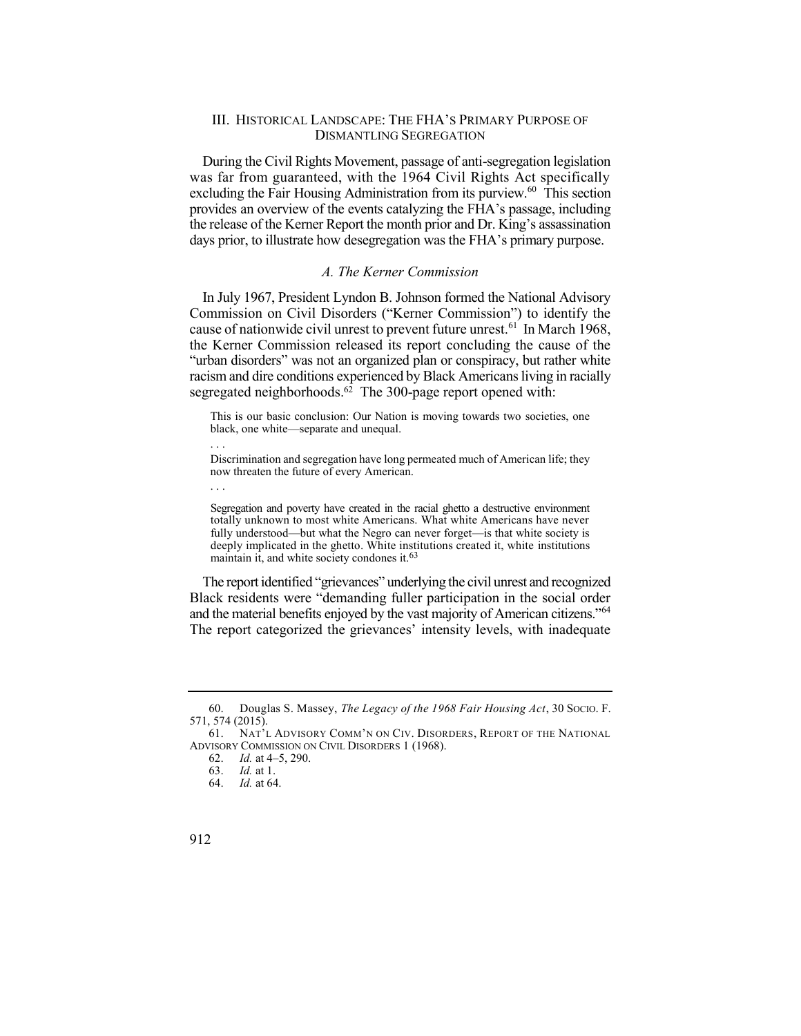## III. Historical Landscape: The FHA's Primary Purpose of Dismantling Segregation

During the Civil Rights Movement, passage of anti-segregation legislation was far from guaranteed, with the 1964 Civil Rights Act specifically excluding the Fair Housing Administration from its purview.[60] This section provides an overview of the events catalyzing the FHA's passage, including the release of the Kerner Report the month prior and Dr. King's assassination days prior, to illustrate how desegregation was the FHA's primary purpose.

### *A. The Kerner Commission*

In July 1967, President Lyndon B. Johnson formed the National Advisory Commission on Civil Disorders ("Kerner Commission") to identify the cause of nationwide civil unrest to prevent future unrest.[61] In March 1968, the Kerner Commission released its report concluding the cause of the "urban disorders" was not an organized plan or conspiracy, but rather white racism and dire conditions experienced by Black Americans living in racially segregated neighborhoods.[62] The 300-page report opened with:

> This is our basic conclusion: Our Nation is moving towards two societies, one black, one white—separate and unequal.
>
> . . .
>
> Discrimination and segregation have long permeated much of American life; they now threaten the future of every American.
>
> . . .
>
> Segregation and poverty have created in the racial ghetto a destructive environment totally unknown to most white Americans. What white Americans have never fully understood—but what the Negro can never forget—is that white society is deeply implicated in the ghetto. White institutions created it, white institutions maintain it, and white society condones it.[63]

The report identified "grievances" underlying the civil unrest and recognized Black residents were "demanding fuller participation in the social order and the material benefits enjoyed by the vast majority of American citizens."[64] The report categorized the grievances' intensity levels, with inadequate

---

60. Douglas S. Massey, *The Legacy of the 1968 Fair Housing Act*, 30 Socio. F. 571, 574 (2015).

61. Nat'l Advisory Comm'n on Civ. Disorders, Report of the National Advisory Commission on Civil Disorders 1 (1968).

62. *Id.* at 4–5, 290.

63. *Id.* at 1.

64. *Id.* at 64.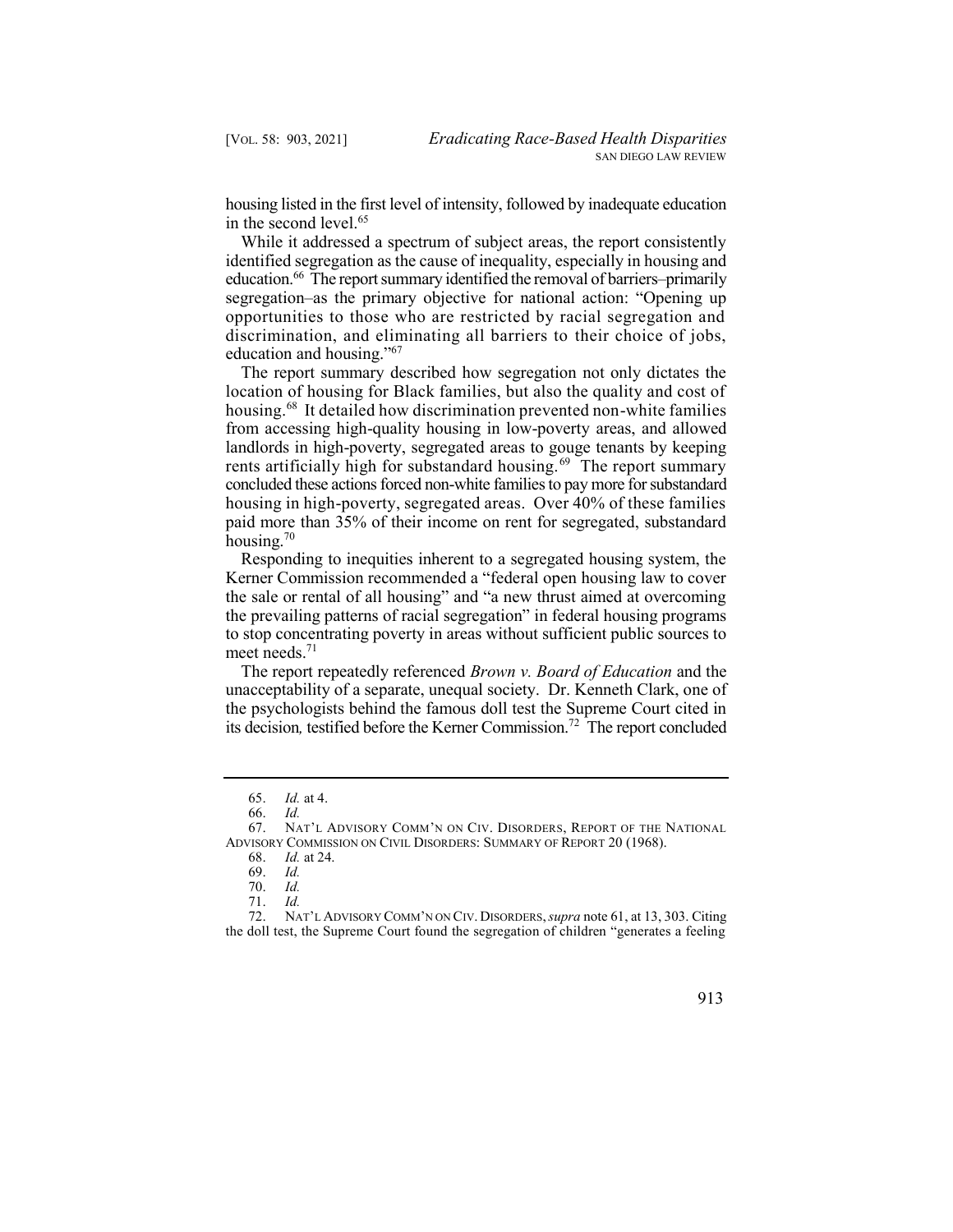housing listed in the first level of intensity, followed by inadequate education in the second level.[65]

While it addressed a spectrum of subject areas, the report consistently identified segregation as the cause of inequality, especially in housing and education.[66] The report summary identified the removal of barriers–primarily segregation–as the primary objective for national action: "Opening up opportunities to those who are restricted by racial segregation and discrimination, and eliminating all barriers to their choice of jobs, education and housing."[67]

The report summary described how segregation not only dictates the location of housing for Black families, but also the quality and cost of housing.[68] It detailed how discrimination prevented non-white families from accessing high-quality housing in low-poverty areas, and allowed landlords in high-poverty, segregated areas to gouge tenants by keeping rents artificially high for substandard housing.[69] The report summary concluded these actions forced non-white families to pay more for substandard housing in high-poverty, segregated areas. Over 40% of these families paid more than 35% of their income on rent for segregated, substandard housing.[70]

Responding to inequities inherent to a segregated housing system, the Kerner Commission recommended a "federal open housing law to cover the sale or rental of all housing" and "a new thrust aimed at overcoming the prevailing patterns of racial segregation" in federal housing programs to stop concentrating poverty in areas without sufficient public sources to meet needs.[71]

The report repeatedly referenced *Brown v. Board of Education* and the unacceptability of a separate, unequal society. Dr. Kenneth Clark, one of the psychologists behind the famous doll test the Supreme Court cited in its decision, testified before the Kerner Commission.[72] The report concluded

---

65. *Id.* at 4.

66. *Id.*

67. NAT'L ADVISORY COMM'N ON CIV. DISORDERS, REPORT OF THE NATIONAL ADVISORY COMMISSION ON CIVIL DISORDERS: SUMMARY OF REPORT 20 (1968).

68. *Id.* at 24.

69. *Id.*

70. *Id.*

71. *Id.*

72. NAT'L ADVISORY COMM'N ON CIV. DISORDERS, *supra* note 61, at 13, 303. Citing the doll test, the Supreme Court found the segregation of children "generates a feeling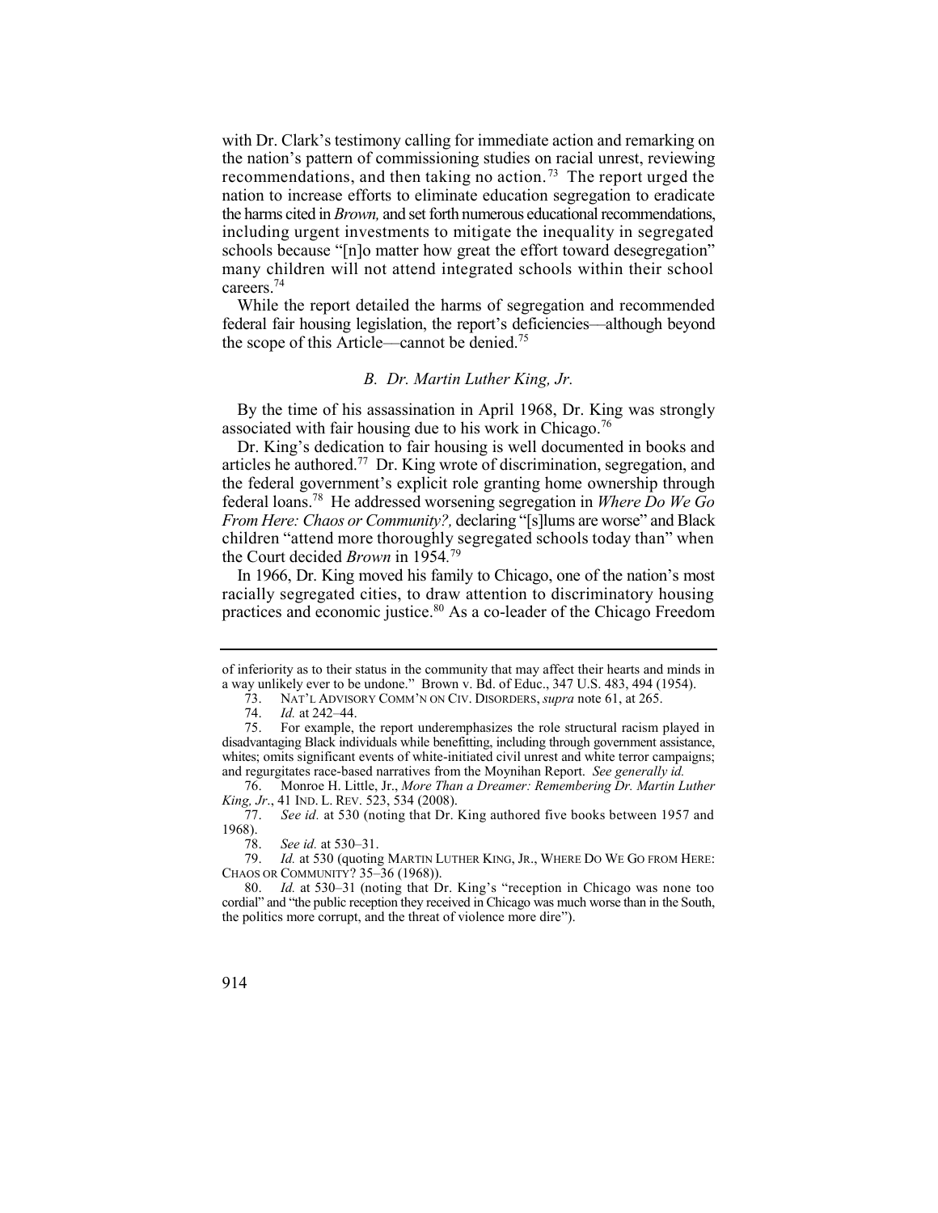with Dr. Clark's testimony calling for immediate action and remarking on the nation's pattern of commissioning studies on racial unrest, reviewing recommendations, and then taking no action.[73] The report urged the nation to increase efforts to eliminate education segregation to eradicate the harms cited in *Brown,* and set forth numerous educational recommendations, including urgent investments to mitigate the inequality in segregated schools because "[n]o matter how great the effort toward desegregation" many children will not attend integrated schools within their school careers.[74]

While the report detailed the harms of segregation and recommended federal fair housing legislation, the report's deficiencies—although beyond the scope of this Article—cannot be denied.[75]

### *B. Dr. Martin Luther King, Jr.*

By the time of his assassination in April 1968, Dr. King was strongly associated with fair housing due to his work in Chicago.[76]

Dr. King's dedication to fair housing is well documented in books and articles he authored.[77] Dr. King wrote of discrimination, segregation, and the federal government's explicit role granting home ownership through federal loans.[78] He addressed worsening segregation in *Where Do We Go From Here: Chaos or Community?,* declaring "[s]lums are worse" and Black children "attend more thoroughly segregated schools today than" when the Court decided *Brown* in 1954.[79]

In 1966, Dr. King moved his family to Chicago, one of the nation's most racially segregated cities, to draw attention to discriminatory housing practices and economic justice.[80] As a co-leader of the Chicago Freedom

---

of inferiority as to their status in the community that may affect their hearts and minds in a way unlikely ever to be undone." Brown v. Bd. of Educ., 347 U.S. 483, 494 (1954).

73. NAT'L ADVISORY COMM'N ON CIV. DISORDERS, *supra* note 61, at 265.

74. *Id.* at 242–44.

75. For example, the report underemphasizes the role structural racism played in disadvantaging Black individuals while benefitting, including through government assistance, whites; omits significant events of white-initiated civil unrest and white terror campaigns; and regurgitates race-based narratives from the Moynihan Report. *See generally id.*

76. Monroe H. Little, Jr., *More Than a Dreamer: Remembering Dr. Martin Luther King, Jr.*, 41 IND. L. REV. 523, 534 (2008).

77. *See id.* at 530 (noting that Dr. King authored five books between 1957 and 1968).

78. *See id.* at 530–31.

79. *Id.* at 530 (quoting MARTIN LUTHER KING, JR., WHERE DO WE GO FROM HERE: CHAOS OR COMMUNITY? 35–36 (1968)).

80. *Id.* at 530–31 (noting that Dr. King's "reception in Chicago was none too cordial" and "the public reception they received in Chicago was much worse than in the South, the politics more corrupt, and the threat of violence more dire").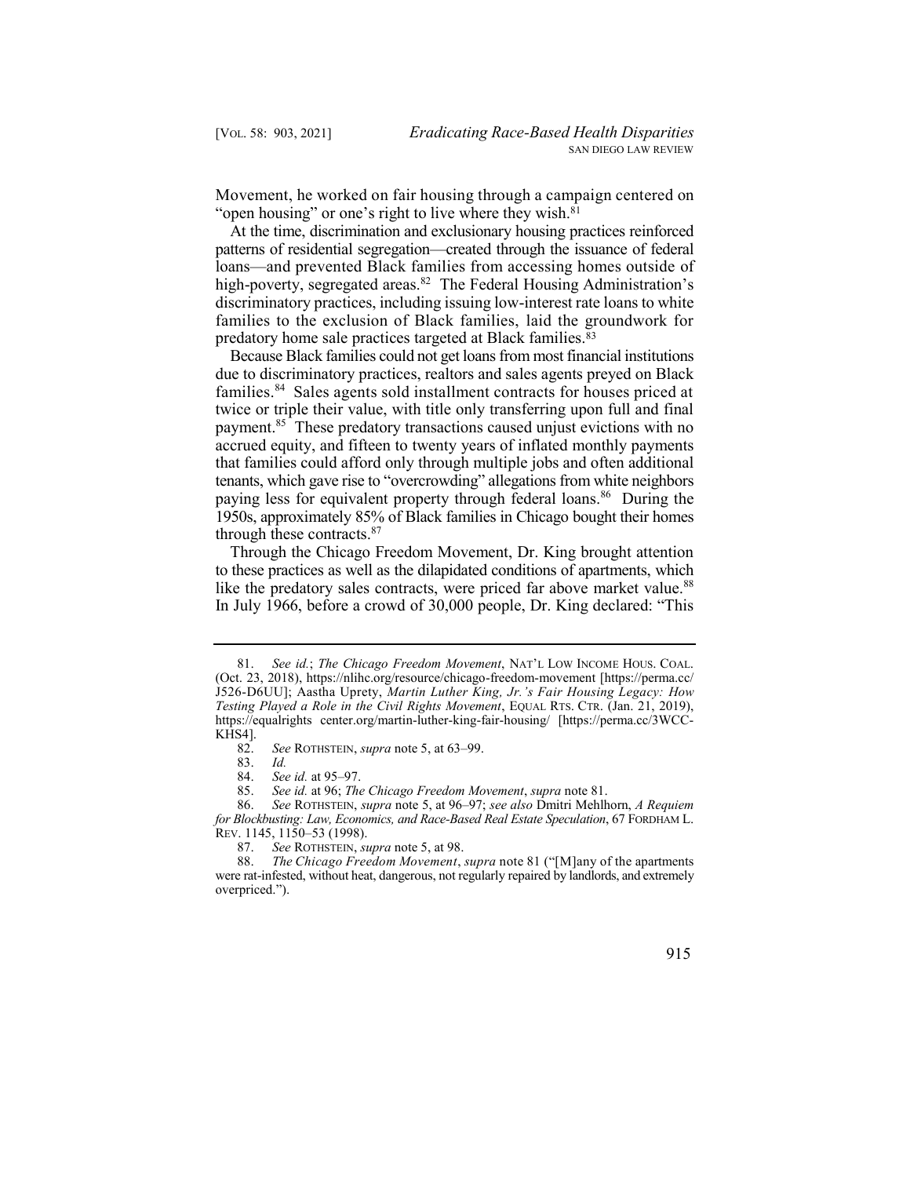Movement, he worked on fair housing through a campaign centered on "open housing" or one's right to live where they wish.[81]

At the time, discrimination and exclusionary housing practices reinforced patterns of residential segregation—created through the issuance of federal loans—and prevented Black families from accessing homes outside of high-poverty, segregated areas.[82] The Federal Housing Administration's discriminatory practices, including issuing low-interest rate loans to white families to the exclusion of Black families, laid the groundwork for predatory home sale practices targeted at Black families.[83]

Because Black families could not get loans from most financial institutions due to discriminatory practices, realtors and sales agents preyed on Black families.[84] Sales agents sold installment contracts for houses priced at twice or triple their value, with title only transferring upon full and final payment.[85] These predatory transactions caused unjust evictions with no accrued equity, and fifteen to twenty years of inflated monthly payments that families could afford only through multiple jobs and often additional tenants, which gave rise to "overcrowding" allegations from white neighbors paying less for equivalent property through federal loans.[86] During the 1950s, approximately 85% of Black families in Chicago bought their homes through these contracts.[87]

Through the Chicago Freedom Movement, Dr. King brought attention to these practices as well as the dilapidated conditions of apartments, which like the predatory sales contracts, were priced far above market value.[88] In July 1966, before a crowd of 30,000 people, Dr. King declared: "This

---

81. *See id.*; *The Chicago Freedom Movement*, NAT'L LOW INCOME HOUS. COAL. (Oct. 23, 2018), https://nlihc.org/resource/chicago-freedom-movement [https://perma.cc/J526-D6UU]; Aastha Uprety, *Martin Luther King, Jr.'s Fair Housing Legacy: How Testing Played a Role in the Civil Rights Movement*, EQUAL RTS. CTR. (Jan. 21, 2019), https://equalrights center.org/martin-luther-king-fair-housing/ [https://perma.cc/3WCC-KHS4].

82. *See* ROTHSTEIN, *supra* note 5, at 63–99.

83. *Id.*

84. *See id.* at 95–97.

85. *See id.* at 96; *The Chicago Freedom Movement*, *supra* note 81.

86. *See* ROTHSTEIN, *supra* note 5, at 96–97; *see also* Dmitri Mehlhorn, *A Requiem for Blockbusting: Law, Economics, and Race-Based Real Estate Speculation*, 67 FORDHAM L. REV. 1145, 1150–53 (1998).

87. *See* ROTHSTEIN, *supra* note 5, at 98.

88. *The Chicago Freedom Movement*, *supra* note 81 ("[M]any of the apartments were rat-infested, without heat, dangerous, not regularly repaired by landlords, and extremely overpriced.").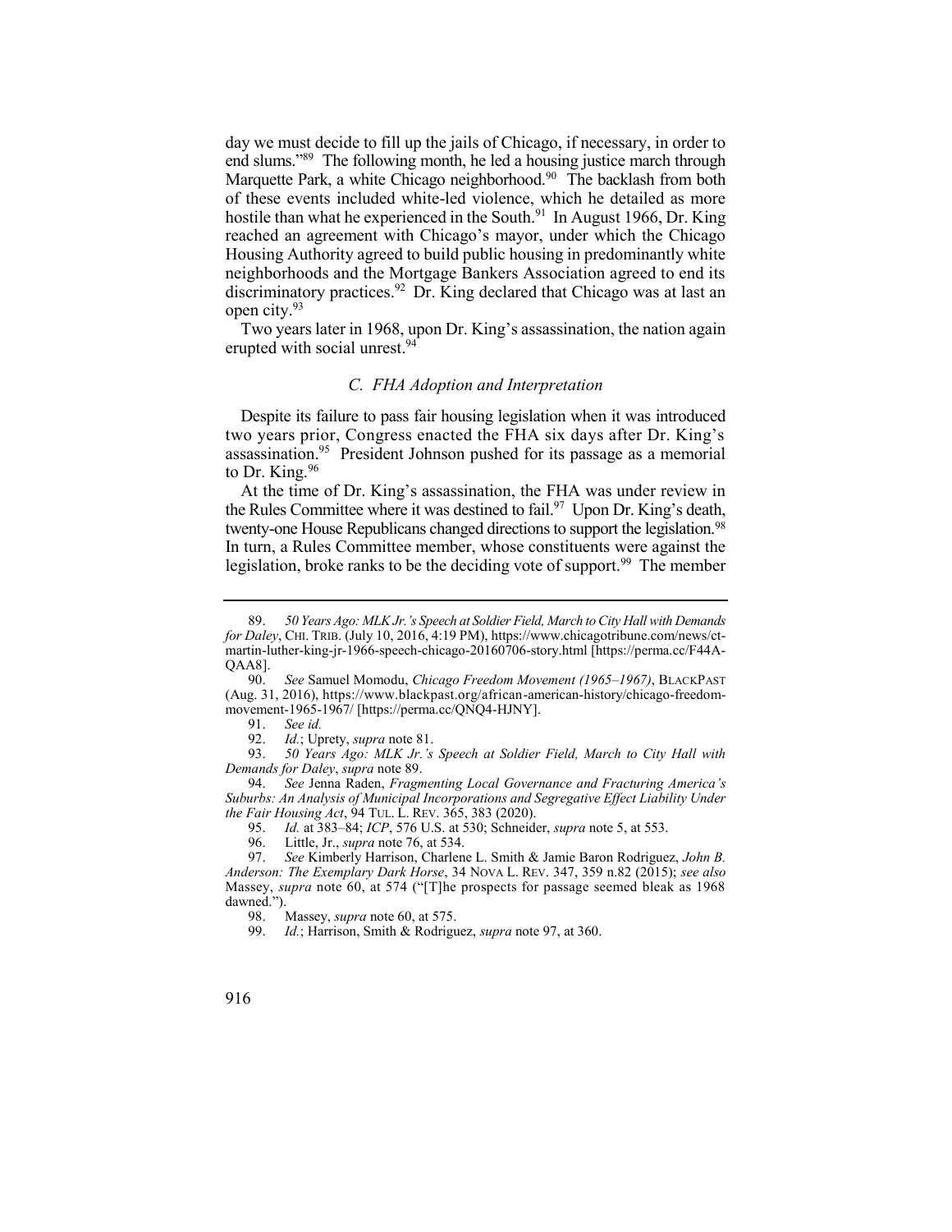day we must decide to fill up the jails of Chicago, if necessary, in order to end slums."[89] The following month, he led a housing justice march through Marquette Park, a white Chicago neighborhood.[90] The backlash from both of these events included white-led violence, which he detailed as more hostile than what he experienced in the South.[91] In August 1966, Dr. King reached an agreement with Chicago's mayor, under which the Chicago Housing Authority agreed to build public housing in predominantly white neighborhoods and the Mortgage Bankers Association agreed to end its discriminatory practices.[92] Dr. King declared that Chicago was at last an open city.[93]

Two years later in 1968, upon Dr. King's assassination, the nation again erupted with social unrest.[94]

### *C. FHA Adoption and Interpretation*

Despite its failure to pass fair housing legislation when it was introduced two years prior, Congress enacted the FHA six days after Dr. King's assassination.[95] President Johnson pushed for its passage as a memorial to Dr. King.[96]

At the time of Dr. King's assassination, the FHA was under review in the Rules Committee where it was destined to fail.[97] Upon Dr. King's death, twenty-one House Republicans changed directions to support the legislation.[98] In turn, a Rules Committee member, whose constituents were against the legislation, broke ranks to be the deciding vote of support.[99] The member

---

89. *50 Years Ago: MLK Jr.'s Speech at Soldier Field, March to City Hall with Demands for Daley*, CHI. TRIB. (July 10, 2016, 4:19 PM), https://www.chicagotribune.com/news/ct-martin-luther-king-jr-1966-speech-chicago-20160706-story.html [https://perma.cc/F44A-QAA8].

90. *See* Samuel Momodu, *Chicago Freedom Movement (1965–1967)*, BLACKPAST (Aug. 31, 2016), https://www.blackpast.org/african-american-history/chicago-freedom-movement-1965-1967/ [https://perma.cc/QNQ4-HJNY].

91. *See id.*

92. *Id.*; Uprety, *supra* note 81.

93. *50 Years Ago: MLK Jr.'s Speech at Soldier Field, March to City Hall with Demands for Daley*, *supra* note 89.

94. *See* Jenna Raden, *Fragmenting Local Governance and Fracturing America's Suburbs: An Analysis of Municipal Incorporations and Segregative Effect Liability Under the Fair Housing Act*, 94 TUL. L. REV. 365, 383 (2020).

95. *Id.* at 383–84; *ICP*, 576 U.S. at 530; Schneider, *supra* note 5, at 553.

96. Little, Jr., *supra* note 76, at 534.

97. *See* Kimberly Harrison, Charlene L. Smith & Jamie Baron Rodriguez, *John B. Anderson: The Exemplary Dark Horse*, 34 NOVA L. REV. 347, 359 n.82 (2015); *see also* Massey, *supra* note 60, at 574 ("[T]he prospects for passage seemed bleak as 1968 dawned.").

98. Massey, *supra* note 60, at 575.

99. *Id.*; Harrison, Smith & Rodriguez, *supra* note 97, at 360.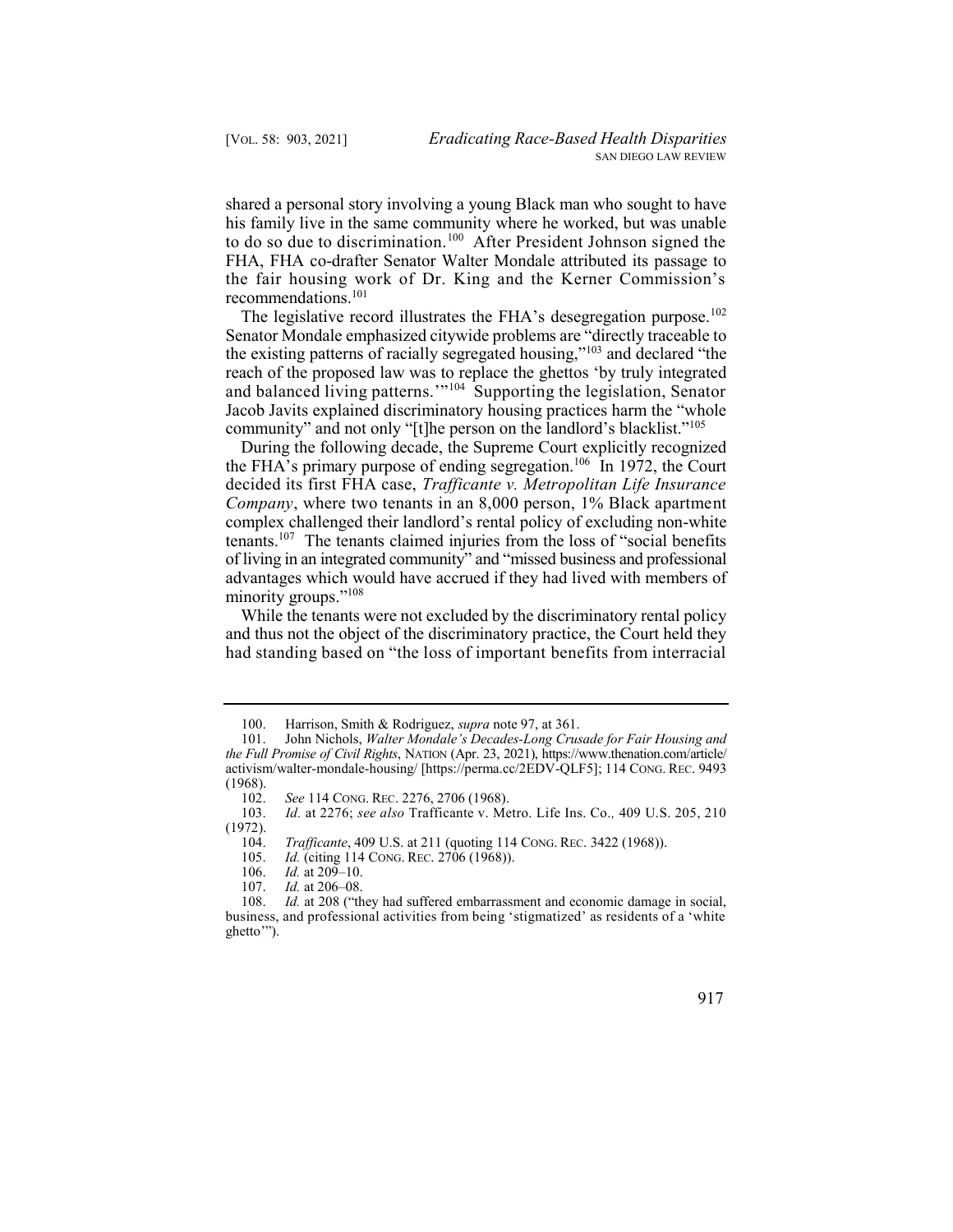shared a personal story involving a young Black man who sought to have his family live in the same community where he worked, but was unable to do so due to discrimination.[100] After President Johnson signed the FHA, FHA co-drafter Senator Walter Mondale attributed its passage to the fair housing work of Dr. King and the Kerner Commission's recommendations.[101]

The legislative record illustrates the FHA's desegregation purpose.[102] Senator Mondale emphasized citywide problems are "directly traceable to the existing patterns of racially segregated housing,"[103] and declared "the reach of the proposed law was to replace the ghettos 'by truly integrated and balanced living patterns.'"[104] Supporting the legislation, Senator Jacob Javits explained discriminatory housing practices harm the "whole community" and not only "[t]he person on the landlord's blacklist."[105]

During the following decade, the Supreme Court explicitly recognized the FHA's primary purpose of ending segregation.[106] In 1972, the Court decided its first FHA case, *Trafficante v. Metropolitan Life Insurance Company*, where two tenants in an 8,000 person, 1% Black apartment complex challenged their landlord's rental policy of excluding non-white tenants.[107] The tenants claimed injuries from the loss of "social benefits of living in an integrated community" and "missed business and professional advantages which would have accrued if they had lived with members of minority groups."[108]

While the tenants were not excluded by the discriminatory rental policy and thus not the object of the discriminatory practice, the Court held they had standing based on "the loss of important benefits from interracial

---

100. Harrison, Smith & Rodriguez, *supra* note 97, at 361.

101. John Nichols, *Walter Mondale's Decades-Long Crusade for Fair Housing and the Full Promise of Civil Rights*, NATION (Apr. 23, 2021), https://www.thenation.com/article/activism/walter-mondale-housing/ [https://perma.cc/2EDV-QLF5]; 114 CONG. REC. 9493 (1968).

102. *See* 114 CONG. REC. 2276, 2706 (1968).

103. *Id.* at 2276; *see also* Trafficante v. Metro. Life Ins. Co., 409 U.S. 205, 210 (1972).

104. *Trafficante*, 409 U.S. at 211 (quoting 114 CONG. REC. 3422 (1968)).

105. *Id.* (citing 114 CONG. REC. 2706 (1968)).

106. *Id.* at 209–10.

107. *Id.* at 206–08.

108. *Id.* at 208 ("they had suffered embarrassment and economic damage in social, business, and professional activities from being 'stigmatized' as residents of a 'white ghetto'").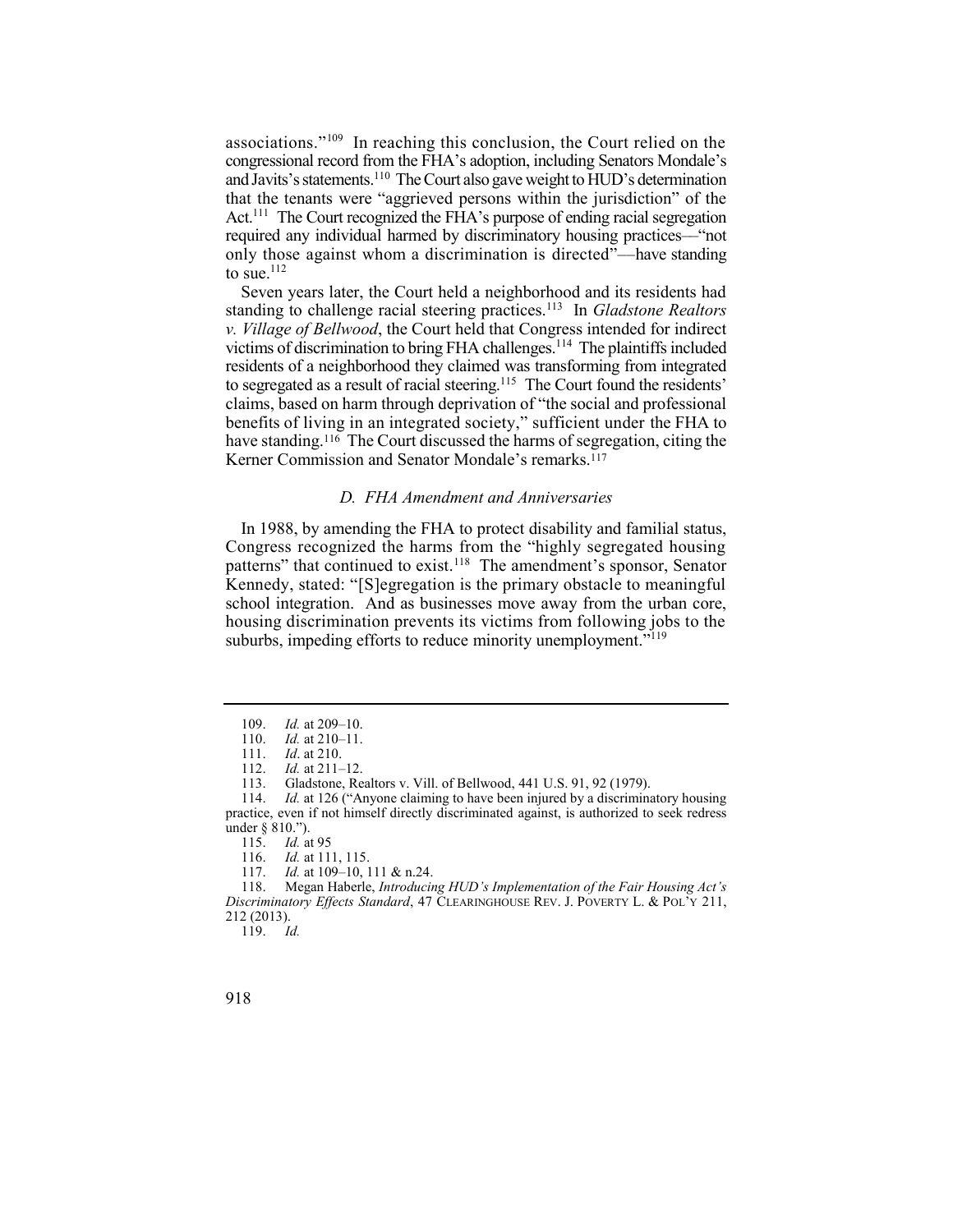associations."[109] In reaching this conclusion, the Court relied on the congressional record from the FHA's adoption, including Senators Mondale's and Javits's statements.[110] The Court also gave weight to HUD's determination that the tenants were "aggrieved persons within the jurisdiction" of the Act.[111] The Court recognized the FHA's purpose of ending racial segregation required any individual harmed by discriminatory housing practices—"not only those against whom a discrimination is directed"—have standing to sue.[112]

Seven years later, the Court held a neighborhood and its residents had standing to challenge racial steering practices.[113] In *Gladstone Realtors v. Village of Bellwood*, the Court held that Congress intended for indirect victims of discrimination to bring FHA challenges.[114] The plaintiffs included residents of a neighborhood they claimed was transforming from integrated to segregated as a result of racial steering.[115] The Court found the residents' claims, based on harm through deprivation of "the social and professional benefits of living in an integrated society," sufficient under the FHA to have standing.[116] The Court discussed the harms of segregation, citing the Kerner Commission and Senator Mondale's remarks.[117]

### *D. FHA Amendment and Anniversaries*

In 1988, by amending the FHA to protect disability and familial status, Congress recognized the harms from the "highly segregated housing patterns" that continued to exist.[118] The amendment's sponsor, Senator Kennedy, stated: "[S]egregation is the primary obstacle to meaningful school integration. And as businesses move away from the urban core, housing discrimination prevents its victims from following jobs to the suburbs, impeding efforts to reduce minority unemployment."[119]

---

109. *Id.* at 209–10.

110. *Id.* at 210–11.

111. *Id*. at 210.

112. *Id.* at 211–12.

113. Gladstone, Realtors v. Vill. of Bellwood, 441 U.S. 91, 92 (1979).

114. *Id.* at 126 ("Anyone claiming to have been injured by a discriminatory housing practice, even if not himself directly discriminated against, is authorized to seek redress under § 810.").

115. *Id.* at 95

116. *Id.* at 111, 115.

117. *Id.* at 109–10, 111 & n.24.

118. Megan Haberle, *Introducing HUD's Implementation of the Fair Housing Act's Discriminatory Effects Standard*, 47 CLEARINGHOUSE REV. J. POVERTY L. & POL'Y 211, 212 (2013).

119. *Id.*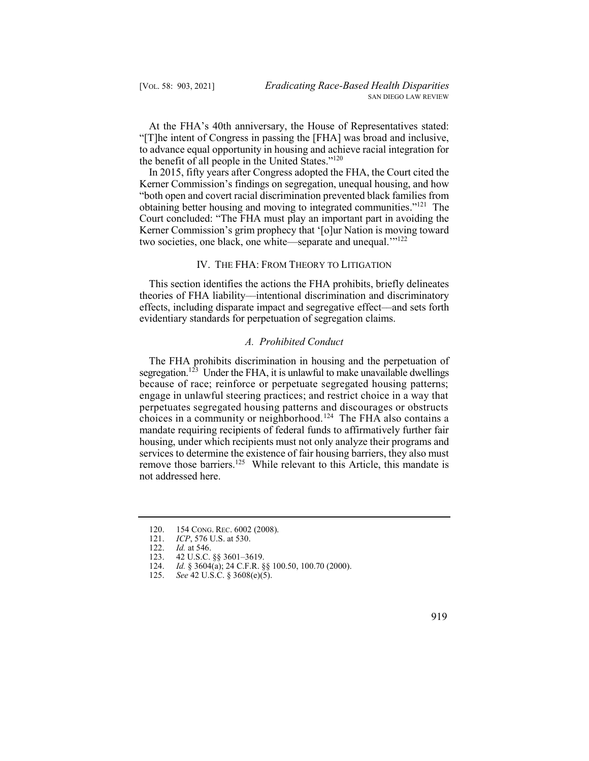At the FHA's 40th anniversary, the House of Representatives stated: "[T]he intent of Congress in passing the [FHA] was broad and inclusive, to advance equal opportunity in housing and achieve racial integration for the benefit of all people in the United States."[120]

In 2015, fifty years after Congress adopted the FHA, the Court cited the Kerner Commission's findings on segregation, unequal housing, and how "both open and covert racial discrimination prevented black families from obtaining better housing and moving to integrated communities."[121] The Court concluded: "The FHA must play an important part in avoiding the Kerner Commission's grim prophecy that '[o]ur Nation is moving toward two societies, one black, one white—separate and unequal.'"[122]

## IV. THE FHA: FROM THEORY TO LITIGATION

This section identifies the actions the FHA prohibits, briefly delineates theories of FHA liability—intentional discrimination and discriminatory effects, including disparate impact and segregative effect—and sets forth evidentiary standards for perpetuation of segregation claims.

### *A. Prohibited Conduct*

The FHA prohibits discrimination in housing and the perpetuation of segregation.[123] Under the FHA, it is unlawful to make unavailable dwellings because of race; reinforce or perpetuate segregated housing patterns; engage in unlawful steering practices; and restrict choice in a way that perpetuates segregated housing patterns and discourages or obstructs choices in a community or neighborhood.[124] The FHA also contains a mandate requiring recipients of federal funds to affirmatively further fair housing, under which recipients must not only analyze their programs and services to determine the existence of fair housing barriers, they also must remove those barriers.[125] While relevant to this Article, this mandate is not addressed here.

---

120. 154 CONG. REC. 6002 (2008).

121. *ICP*, 576 U.S. at 530.

122. *Id.* at 546.

123. 42 U.S.C. §§ 3601–3619.

124. *Id.* § 3604(a); 24 C.F.R. §§ 100.50, 100.70 (2000).

125. *See* 42 U.S.C. § 3608(e)(5).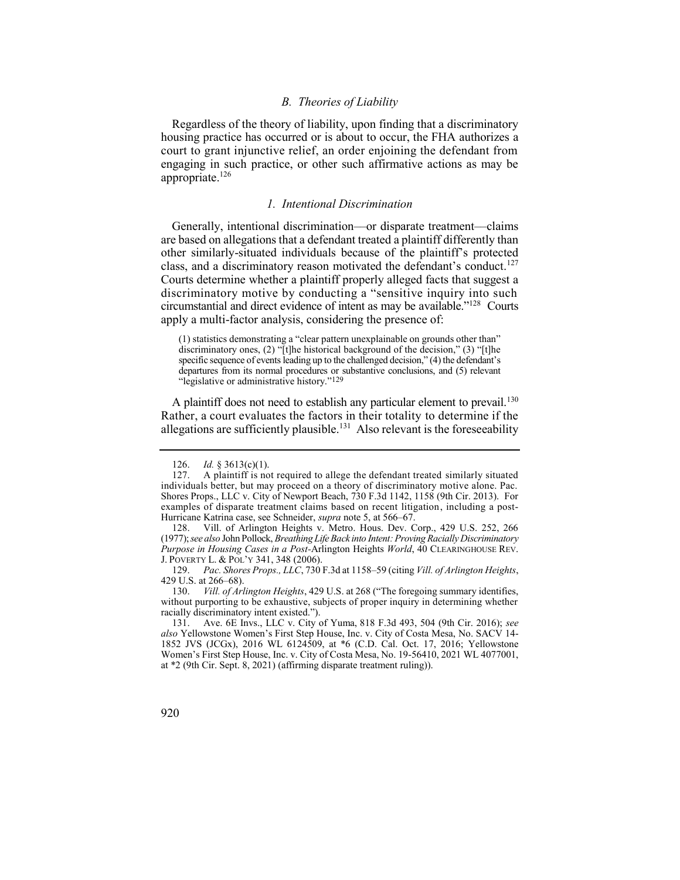### *B. Theories of Liability*

Regardless of the theory of liability, upon finding that a discriminatory housing practice has occurred or is about to occur, the FHA authorizes a court to grant injunctive relief, an order enjoining the defendant from engaging in such practice, or other such affirmative actions as may be appropriate.[126]

#### *1. Intentional Discrimination*

Generally, intentional discrimination—or disparate treatment—claims are based on allegations that a defendant treated a plaintiff differently than other similarly-situated individuals because of the plaintiff's protected class, and a discriminatory reason motivated the defendant's conduct.[127] Courts determine whether a plaintiff properly alleged facts that suggest a discriminatory motive by conducting a "sensitive inquiry into such circumstantial and direct evidence of intent as may be available."[128] Courts apply a multi-factor analysis, considering the presence of:

> (1) statistics demonstrating a "clear pattern unexplainable on grounds other than" discriminatory ones, (2) "[t]he historical background of the decision," (3) "[t]he specific sequence of events leading up to the challenged decision," (4) the defendant's departures from its normal procedures or substantive conclusions, and (5) relevant "legislative or administrative history."[129]

A plaintiff does not need to establish any particular element to prevail.[130] Rather, a court evaluates the factors in their totality to determine if the allegations are sufficiently plausible.[131] Also relevant is the foreseeability

---

126. *Id.* § 3613(c)(1).

127. A plaintiff is not required to allege the defendant treated similarly situated individuals better, but may proceed on a theory of discriminatory motive alone. Pac. Shores Props., LLC v. City of Newport Beach, 730 F.3d 1142, 1158 (9th Cir. 2013). For examples of disparate treatment claims based on recent litigation, including a post-Hurricane Katrina case, see Schneider, *supra* note 5, at 566–67.

128. Vill. of Arlington Heights v. Metro. Hous. Dev. Corp., 429 U.S. 252, 266 (1977); *see also* John Pollock, *Breathing Life Back into Intent: Proving Racially Discriminatory Purpose in Housing Cases in a Post-*Arlington Heights *World*, 40 CLEARINGHOUSE REV. J. POVERTY L. & POL'Y 341, 348 (2006).

129. *Pac. Shores Props., LLC*, 730 F.3d at 1158–59 (citing *Vill. of Arlington Heights*, 429 U.S. at 266–68).

130. *Vill. of Arlington Heights*, 429 U.S. at 268 ("The foregoing summary identifies, without purporting to be exhaustive, subjects of proper inquiry in determining whether racially discriminatory intent existed.").

131. Ave. 6E Invs., LLC v. City of Yuma, 818 F.3d 493, 504 (9th Cir. 2016); *see also* Yellowstone Women's First Step House, Inc. v. City of Costa Mesa, No. SACV 14-1852 JVS (JCGx), 2016 WL 6124509, at *6 (C.D. Cal. Oct. 17, 2016; Yellowstone Women's First Step House, Inc. v. City of Costa Mesa, No. 19-56410, 2021 WL 4077001, at *2 (9th Cir. Sept. 8, 2021) (affirming disparate treatment ruling)).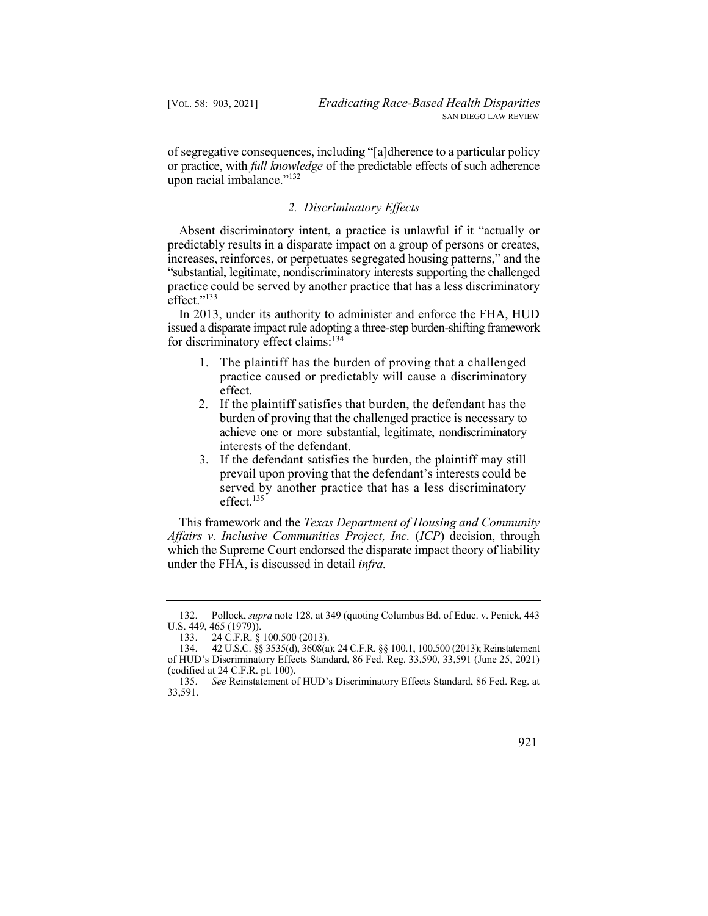of segregative consequences, including "[a]dherence to a particular policy or practice, with *full knowledge* of the predictable effects of such adherence upon racial imbalance."[132]

### 2. *Discriminatory Effects*

Absent discriminatory intent, a practice is unlawful if it "actually or predictably results in a disparate impact on a group of persons or creates, increases, reinforces, or perpetuates segregated housing patterns," and the "substantial, legitimate, nondiscriminatory interests supporting the challenged practice could be served by another practice that has a less discriminatory effect."[133]

In 2013, under its authority to administer and enforce the FHA, HUD issued a disparate impact rule adopting a three-step burden-shifting framework for discriminatory effect claims:[134]

1. The plaintiff has the burden of proving that a challenged practice caused or predictably will cause a discriminatory effect.
2. If the plaintiff satisfies that burden, the defendant has the burden of proving that the challenged practice is necessary to achieve one or more substantial, legitimate, nondiscriminatory interests of the defendant.
3. If the defendant satisfies the burden, the plaintiff may still prevail upon proving that the defendant's interests could be served by another practice that has a less discriminatory effect.[135]

This framework and the *Texas Department of Housing and Community Affairs v. Inclusive Communities Project, Inc.* (*ICP*) decision, through which the Supreme Court endorsed the disparate impact theory of liability under the FHA, is discussed in detail *infra.*

---

132. Pollock, *supra* note 128, at 349 (quoting Columbus Bd. of Educ. v. Penick, 443 U.S. 449, 465 (1979)).

133. 24 C.F.R. § 100.500 (2013).

134. 42 U.S.C. §§ 3535(d), 3608(a); 24 C.F.R. §§ 100.1, 100.500 (2013); Reinstatement of HUD's Discriminatory Effects Standard, 86 Fed. Reg. 33,590, 33,591 (June 25, 2021) (codified at 24 C.F.R. pt. 100).

135. *See* Reinstatement of HUD's Discriminatory Effects Standard, 86 Fed. Reg. at 33,591.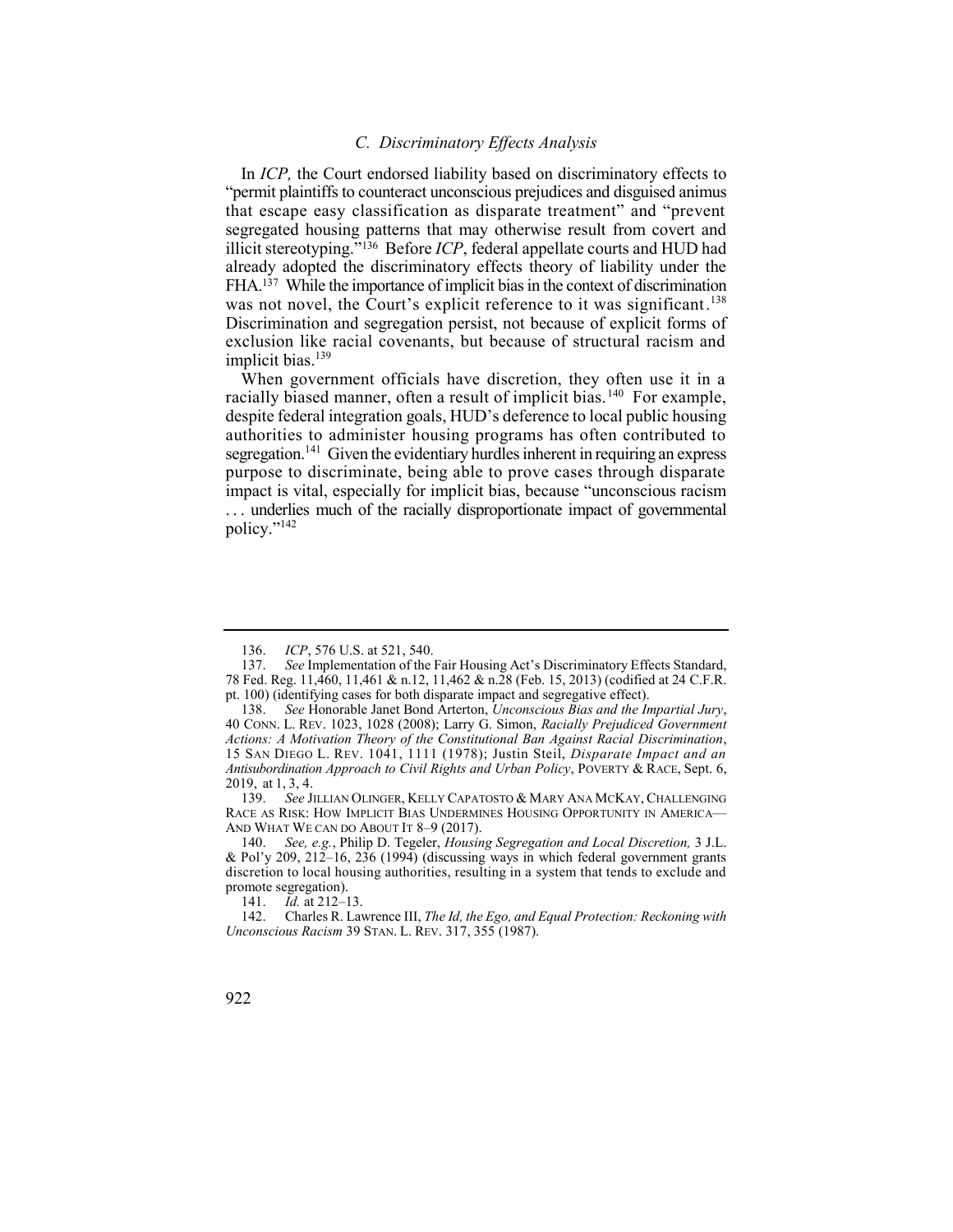### C. Discriminatory Effects Analysis

In *ICP,* the Court endorsed liability based on discriminatory effects to "permit plaintiffs to counteract unconscious prejudices and disguised animus that escape easy classification as disparate treatment" and "prevent segregated housing patterns that may otherwise result from covert and illicit stereotyping."[136] Before *ICP*, federal appellate courts and HUD had already adopted the discriminatory effects theory of liability under the FHA.[137] While the importance of implicit bias in the context of discrimination was not novel, the Court's explicit reference to it was significant.[138] Discrimination and segregation persist, not because of explicit forms of exclusion like racial covenants, but because of structural racism and implicit bias.[139]

When government officials have discretion, they often use it in a racially biased manner, often a result of implicit bias.[140] For example, despite federal integration goals, HUD's deference to local public housing authorities to administer housing programs has often contributed to segregation.[141] Given the evidentiary hurdles inherent in requiring an express purpose to discriminate, being able to prove cases through disparate impact is vital, especially for implicit bias, because "unconscious racism . . . underlies much of the racially disproportionate impact of governmental policy."[142]

---

136. *ICP*, 576 U.S. at 521, 540.

137. *See* Implementation of the Fair Housing Act's Discriminatory Effects Standard, 78 Fed. Reg. 11,460, 11,461 & n.12, 11,462 & n.28 (Feb. 15, 2013) (codified at 24 C.F.R. pt. 100) (identifying cases for both disparate impact and segregative effect).

138. *See* Honorable Janet Bond Arterton, *Unconscious Bias and the Impartial Jury*, 40 CONN. L. REV. 1023, 1028 (2008); Larry G. Simon, *Racially Prejudiced Government Actions: A Motivation Theory of the Constitutional Ban Against Racial Discrimination*, 15 SAN DIEGO L. REV. 1041, 1111 (1978); Justin Steil, *Disparate Impact and an Antisubordination Approach to Civil Rights and Urban Policy*, POVERTY & RACE, Sept. 6, 2019, at 1, 3, 4.

139. *See* JILLIAN OLINGER, KELLY CAPATOSTO & MARY ANA MCKAY, CHALLENGING RACE AS RISK: HOW IMPLICIT BIAS UNDERMINES HOUSING OPPORTUNITY IN AMERICA—AND WHAT WE CAN DO ABOUT IT 8–9 (2017).

140. *See, e.g.*, Philip D. Tegeler, *Housing Segregation and Local Discretion,* 3 J.L. & Pol'y 209, 212–16, 236 (1994) (discussing ways in which federal government grants discretion to local housing authorities, resulting in a system that tends to exclude and promote segregation).

141. *Id.* at 212–13.

142. Charles R. Lawrence III, *The Id, the Ego, and Equal Protection: Reckoning with Unconscious Racism* 39 STAN. L. REV. 317, 355 (1987).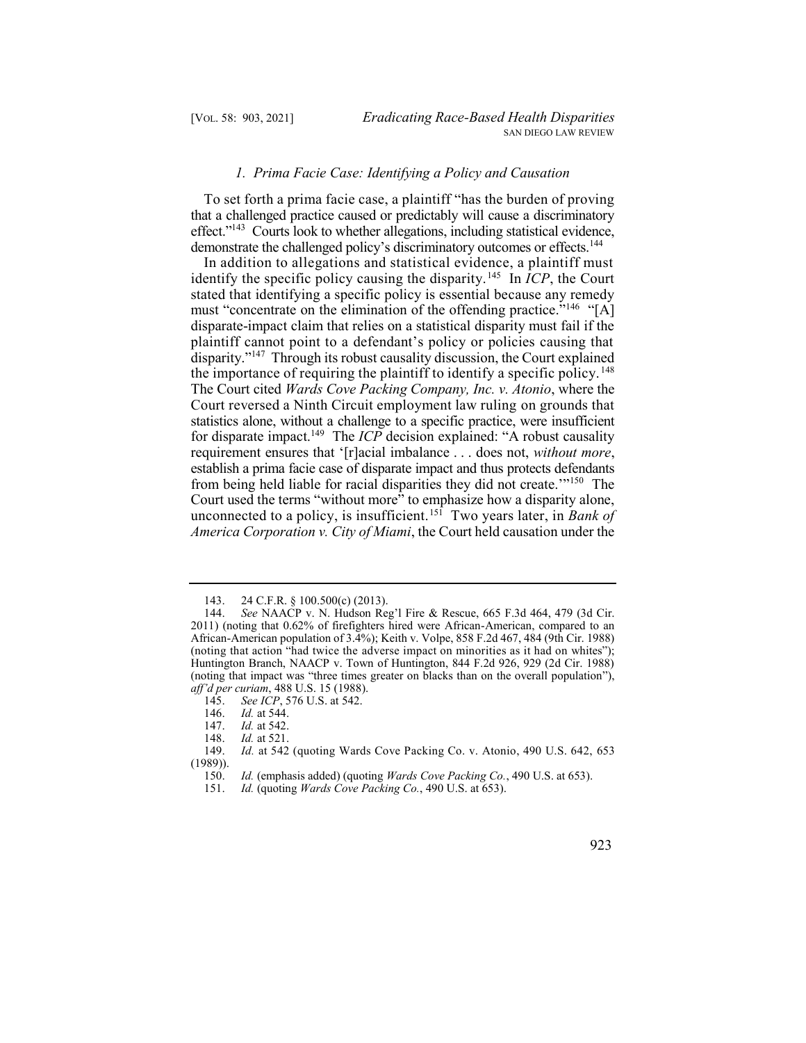### *1. Prima Facie Case: Identifying a Policy and Causation*

To set forth a prima facie case, a plaintiff "has the burden of proving that a challenged practice caused or predictably will cause a discriminatory effect."[143] Courts look to whether allegations, including statistical evidence, demonstrate the challenged policy's discriminatory outcomes or effects.[144]

In addition to allegations and statistical evidence, a plaintiff must identify the specific policy causing the disparity.[145] In *ICP*, the Court stated that identifying a specific policy is essential because any remedy must "concentrate on the elimination of the offending practice."[146] "[A] disparate-impact claim that relies on a statistical disparity must fail if the plaintiff cannot point to a defendant's policy or policies causing that disparity."[147] Through its robust causality discussion, the Court explained the importance of requiring the plaintiff to identify a specific policy.[148] The Court cited *Wards Cove Packing Company, Inc. v. Atonio*, where the Court reversed a Ninth Circuit employment law ruling on grounds that statistics alone, without a challenge to a specific practice, were insufficient for disparate impact.[149] The *ICP* decision explained: "A robust causality requirement ensures that '[r]acial imbalance . . . does not, *without more*, establish a prima facie case of disparate impact and thus protects defendants from being held liable for racial disparities they did not create.'"[150] The Court used the terms "without more" to emphasize how a disparity alone, unconnected to a policy, is insufficient.[151] Two years later, in *Bank of America Corporation v. City of Miami*, the Court held causation under the

---

143. 24 C.F.R. § 100.500(c) (2013).

144. *See* NAACP v. N. Hudson Reg'l Fire & Rescue, 665 F.3d 464, 479 (3d Cir. 2011) (noting that 0.62% of firefighters hired were African-American, compared to an African-American population of 3.4%); Keith v. Volpe, 858 F.2d 467, 484 (9th Cir. 1988) (noting that action "had twice the adverse impact on minorities as it had on whites"); Huntington Branch, NAACP v. Town of Huntington, 844 F.2d 926, 929 (2d Cir. 1988) (noting that impact was "three times greater on blacks than on the overall population"), *aff'd per curiam*, 488 U.S. 15 (1988).

145. *See ICP*, 576 U.S. at 542.

146. *Id.* at 544.

147. *Id.* at 542.

148. *Id.* at 521.

149. *Id.* at 542 (quoting Wards Cove Packing Co. v. Atonio, 490 U.S. 642, 653 (1989)).

150. *Id.* (emphasis added) (quoting *Wards Cove Packing Co.*, 490 U.S. at 653).

151. *Id.* (quoting *Wards Cove Packing Co.*, 490 U.S. at 653).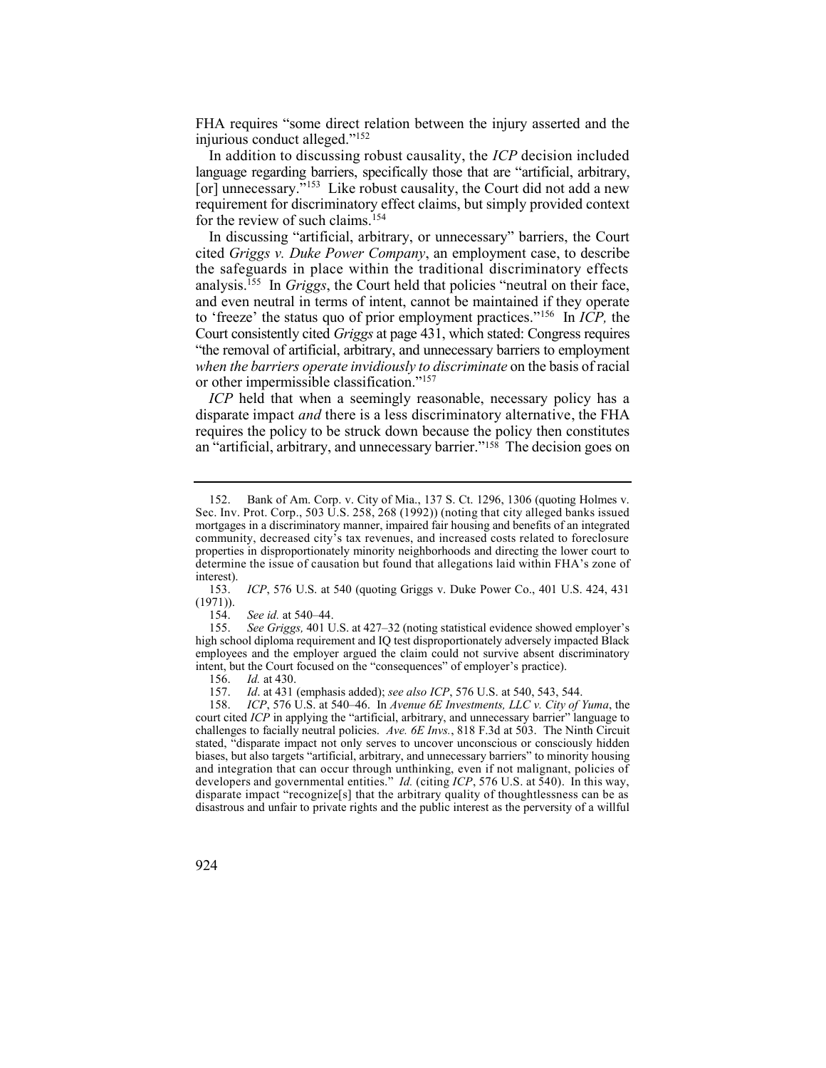FHA requires "some direct relation between the injury asserted and the injurious conduct alleged."[152]

In addition to discussing robust causality, the *ICP* decision included language regarding barriers, specifically those that are "artificial, arbitrary, [or] unnecessary."[153] Like robust causality, the Court did not add a new requirement for discriminatory effect claims, but simply provided context for the review of such claims.[154]

In discussing "artificial, arbitrary, or unnecessary" barriers, the Court cited *Griggs v. Duke Power Company*, an employment case, to describe the safeguards in place within the traditional discriminatory effects analysis.[155] In *Griggs*, the Court held that policies "neutral on their face, and even neutral in terms of intent, cannot be maintained if they operate to 'freeze' the status quo of prior employment practices."[156] In *ICP,* the Court consistently cited *Griggs* at page 431, which stated: Congress requires "the removal of artificial, arbitrary, and unnecessary barriers to employment *when the barriers operate invidiously to discriminate* on the basis of racial or other impermissible classification."[157]

*ICP* held that when a seemingly reasonable, necessary policy has a disparate impact *and* there is a less discriminatory alternative, the FHA requires the policy to be struck down because the policy then constitutes an "artificial, arbitrary, and unnecessary barrier."[158] The decision goes on

---

152. Bank of Am. Corp. v. City of Mia., 137 S. Ct. 1296, 1306 (quoting Holmes v. Sec. Inv. Prot. Corp., 503 U.S. 258, 268 (1992)) (noting that city alleged banks issued mortgages in a discriminatory manner, impaired fair housing and benefits of an integrated community, decreased city's tax revenues, and increased costs related to foreclosure properties in disproportionately minority neighborhoods and directing the lower court to determine the issue of causation but found that allegations laid within FHA's zone of interest).

153. *ICP*, 576 U.S. at 540 (quoting Griggs v. Duke Power Co., 401 U.S. 424, 431 (1971)).

154. *See id.* at 540–44.

155. *See Griggs,* 401 U.S. at 427–32 (noting statistical evidence showed employer's high school diploma requirement and IQ test disproportionately adversely impacted Black employees and the employer argued the claim could not survive absent discriminatory intent, but the Court focused on the "consequences" of employer's practice).

156. *Id.* at 430.

157. *Id*. at 431 (emphasis added); *see also ICP*, 576 U.S. at 540, 543, 544.

158. *ICP*, 576 U.S. at 540–46. In *Avenue 6E Investments, LLC v. City of Yuma*, the court cited *ICP* in applying the "artificial, arbitrary, and unnecessary barrier" language to challenges to facially neutral policies. *Ave. 6E Invs.*, 818 F.3d at 503. The Ninth Circuit stated, "disparate impact not only serves to uncover unconscious or consciously hidden biases, but also targets "artificial, arbitrary, and unnecessary barriers" to minority housing and integration that can occur through unthinking, even if not malignant, policies of developers and governmental entities." *Id.* (citing *ICP*, 576 U.S. at 540). In this way, disparate impact "recognize[s] that the arbitrary quality of thoughtlessness can be as disastrous and unfair to private rights and the public interest as the perversity of a willful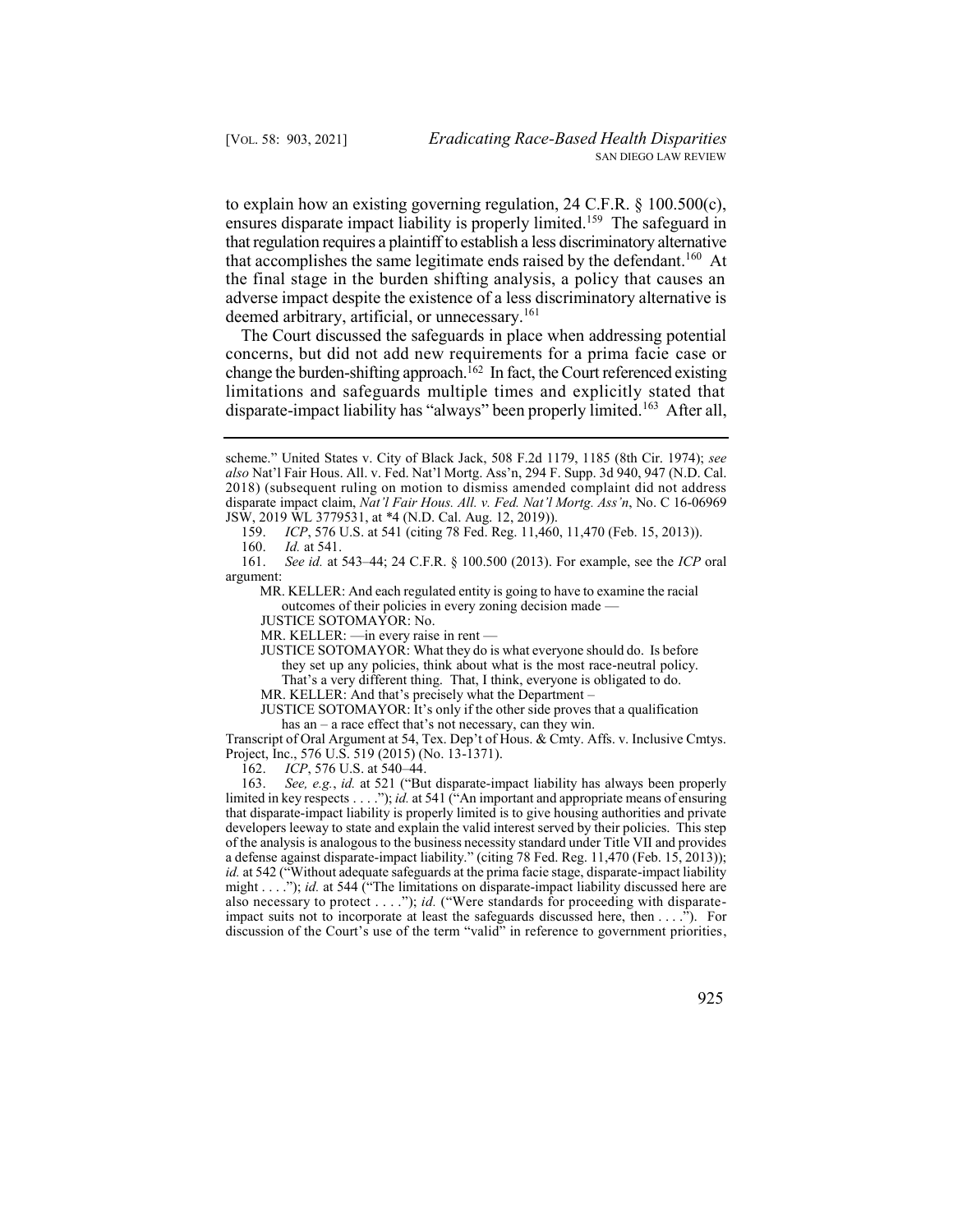to explain how an existing governing regulation, 24 C.F.R. § 100.500(c), ensures disparate impact liability is properly limited.[159] The safeguard in that regulation requires a plaintiff to establish a less discriminatory alternative that accomplishes the same legitimate ends raised by the defendant.[160] At the final stage in the burden shifting analysis, a policy that causes an adverse impact despite the existence of a less discriminatory alternative is deemed arbitrary, artificial, or unnecessary.[161]

The Court discussed the safeguards in place when addressing potential concerns, but did not add new requirements for a prima facie case or change the burden-shifting approach.[162] In fact, the Court referenced existing limitations and safeguards multiple times and explicitly stated that disparate-impact liability has "always" been properly limited.[163] After all,

---

scheme." United States v. City of Black Jack, 508 F.2d 1179, 1185 (8th Cir. 1974); *see also* Nat'l Fair Hous. All. v. Fed. Nat'l Mortg. Ass'n, 294 F. Supp. 3d 940, 947 (N.D. Cal. 2018) (subsequent ruling on motion to dismiss amended complaint did not address disparate impact claim, *Nat'l Fair Hous. All. v. Fed. Nat'l Mortg. Ass'n*, No. C 16-06969 JSW, 2019 WL 3779531, at *4 (N.D. Cal. Aug. 12, 2019)).

159. *ICP*, 576 U.S. at 541 (citing 78 Fed. Reg. 11,460, 11,470 (Feb. 15, 2013)).

160. *Id.* at 541.

161. *See id.* at 543–44; 24 C.F.R. § 100.500 (2013). For example, see the *ICP* oral argument:

> MR. KELLER: And each regulated entity is going to have to examine the racial outcomes of their policies in every zoning decision made —
>
> JUSTICE SOTOMAYOR: No.
>
> MR. KELLER: —in every raise in rent —
>
> JUSTICE SOTOMAYOR: What they do is what everyone should do. Is before they set up any policies, think about what is the most race-neutral policy. That's a very different thing. That, I think, everyone is obligated to do.
>
> MR. KELLER: And that's precisely what the Department –
>
> JUSTICE SOTOMAYOR: It's only if the other side proves that a qualification has an – a race effect that's not necessary, can they win.

Transcript of Oral Argument at 54, Tex. Dep't of Hous. & Cmty. Affs. v. Inclusive Cmtys. Project, Inc., 576 U.S. 519 (2015) (No. 13-1371).

162. *ICP*, 576 U.S. at 540–44.

163. *See, e.g.*, *id.* at 521 ("But disparate-impact liability has always been properly limited in key respects . . . ."); *id.* at 541 ("An important and appropriate means of ensuring that disparate-impact liability is properly limited is to give housing authorities and private developers leeway to state and explain the valid interest served by their policies. This step of the analysis is analogous to the business necessity standard under Title VII and provides a defense against disparate-impact liability." (citing 78 Fed. Reg. 11,470 (Feb. 15, 2013)); *id.* at 542 ("Without adequate safeguards at the prima facie stage, disparate-impact liability might . . . ."); *id.* at 544 ("The limitations on disparate-impact liability discussed here are also necessary to protect . . . ."); *id.* ("Were standards for proceeding with disparate-impact suits not to incorporate at least the safeguards discussed here, then . . . ."). For discussion of the Court's use of the term "valid" in reference to government priorities,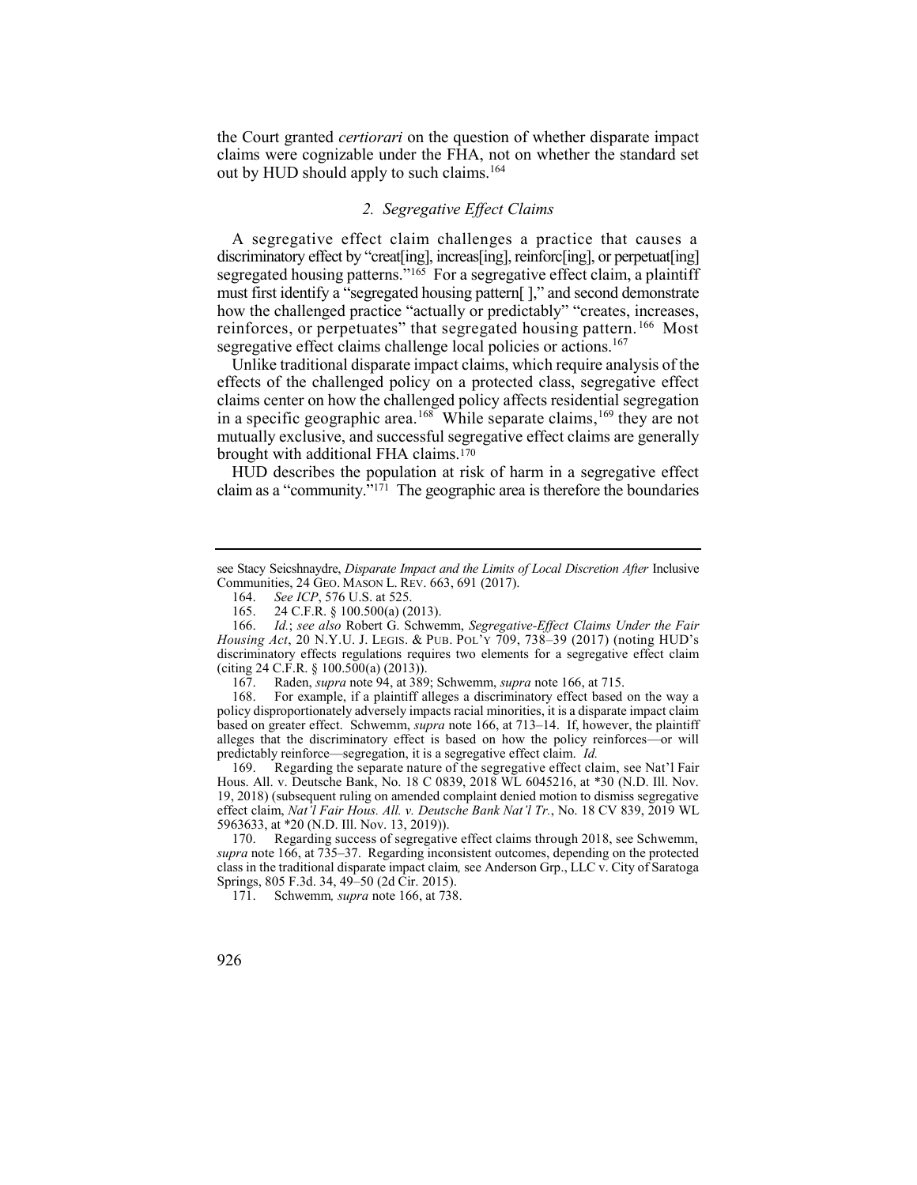the Court granted *certiorari* on the question of whether disparate impact claims were cognizable under the FHA, not on whether the standard set out by HUD should apply to such claims.[164]

### 2. Segregative Effect Claims

A segregative effect claim challenges a practice that causes a discriminatory effect by "creat[ing], increas[ing], reinforc[ing], or perpetuat[ing] segregated housing patterns."[165] For a segregative effect claim, a plaintiff must first identify a "segregated housing pattern[ ]," and second demonstrate how the challenged practice "actually or predictably" "creates, increases, reinforces, or perpetuates" that segregated housing pattern.[166] Most segregative effect claims challenge local policies or actions.[167]

Unlike traditional disparate impact claims, which require analysis of the effects of the challenged policy on a protected class, segregative effect claims center on how the challenged policy affects residential segregation in a specific geographic area.[168] While separate claims,[169] they are not mutually exclusive, and successful segregative effect claims are generally brought with additional FHA claims.[170]

HUD describes the population at risk of harm in a segregative effect claim as a "community."[171] The geographic area is therefore the boundaries

---

see Stacy Seicshnaydre, *Disparate Impact and the Limits of Local Discretion After* Inclusive Communities, 24 GEO. MASON L. REV. 663, 691 (2017).

164. *See ICP*, 576 U.S. at 525.

165. 24 C.F.R. § 100.500(a) (2013).

166. *Id.*; *see also* Robert G. Schwemm, *Segregative-Effect Claims Under the Fair Housing Act*, 20 N.Y.U. J. LEGIS. & PUB. POL'Y 709, 738–39 (2017) (noting HUD's discriminatory effects regulations requires two elements for a segregative effect claim (citing 24 C.F.R. § 100.500(a) (2013)).

167. Raden, *supra* note 94, at 389; Schwemm, *supra* note 166, at 715.

168. For example, if a plaintiff alleges a discriminatory effect based on the way a policy disproportionately adversely impacts racial minorities, it is a disparate impact claim based on greater effect. Schwemm, *supra* note 166, at 713–14. If, however, the plaintiff alleges that the discriminatory effect is based on how the policy reinforces—or will predictably reinforce—segregation, it is a segregative effect claim. *Id.*

169. Regarding the separate nature of the segregative effect claim, see Nat'l Fair Hous. All. v. Deutsche Bank, No. 18 C 0839, 2018 WL 6045216, at *30 (N.D. Ill. Nov. 19, 2018) (subsequent ruling on amended complaint denied motion to dismiss segregative effect claim, *Nat'l Fair Hous. All. v. Deutsche Bank Nat'l Tr.*, No. 18 CV 839, 2019 WL 5963633, at *20 (N.D. Ill. Nov. 13, 2019)).

170. Regarding success of segregative effect claims through 2018, see Schwemm, *supra* note 166, at 735–37. Regarding inconsistent outcomes, depending on the protected class in the traditional disparate impact claim, see Anderson Grp., LLC v. City of Saratoga Springs, 805 F.3d. 34, 49–50 (2d Cir. 2015).

171. Schwemm*, supra* note 166, at 738.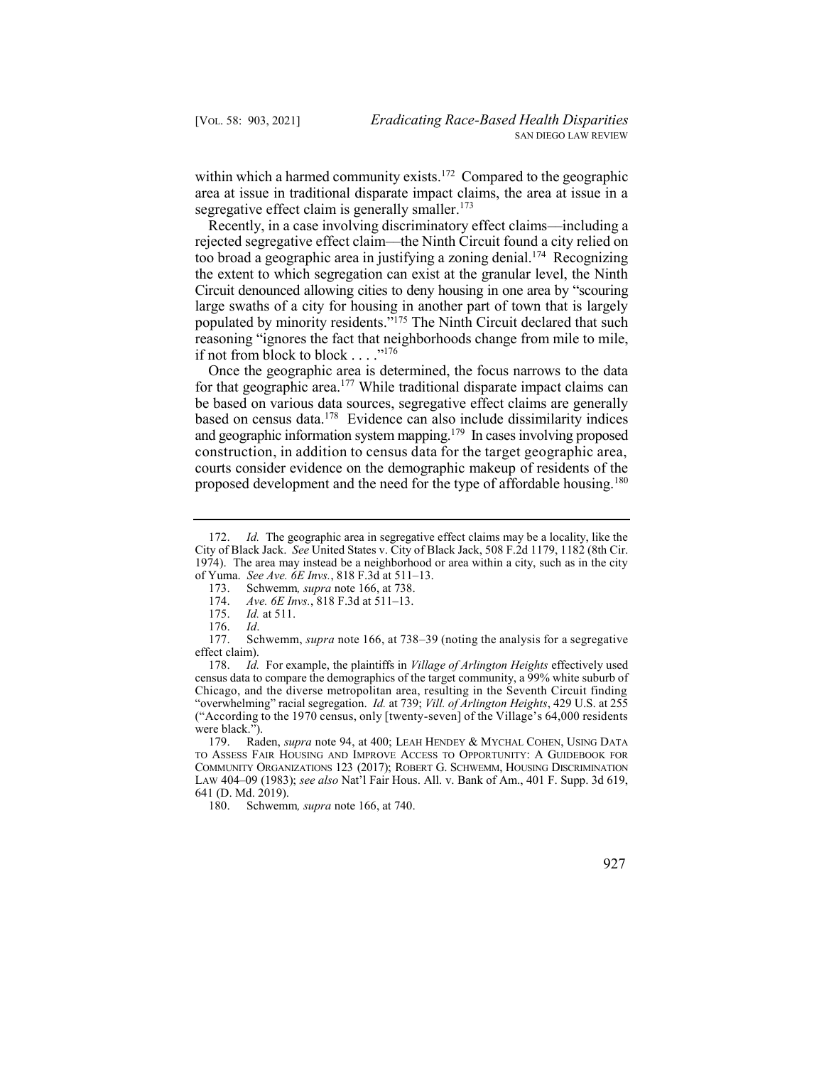within which a harmed community exists.[172] Compared to the geographic area at issue in traditional disparate impact claims, the area at issue in a segregative effect claim is generally smaller.[173]

Recently, in a case involving discriminatory effect claims—including a rejected segregative effect claim—the Ninth Circuit found a city relied on too broad a geographic area in justifying a zoning denial.[174] Recognizing the extent to which segregation can exist at the granular level, the Ninth Circuit denounced allowing cities to deny housing in one area by "scouring large swaths of a city for housing in another part of town that is largely populated by minority residents."[175] The Ninth Circuit declared that such reasoning "ignores the fact that neighborhoods change from mile to mile, if not from block to block . . . ."[176]

Once the geographic area is determined, the focus narrows to the data for that geographic area.[177] While traditional disparate impact claims can be based on various data sources, segregative effect claims are generally based on census data.[178] Evidence can also include dissimilarity indices and geographic information system mapping.[179] In cases involving proposed construction, in addition to census data for the target geographic area, courts consider evidence on the demographic makeup of residents of the proposed development and the need for the type of affordable housing.[180]

---

172. *Id.* The geographic area in segregative effect claims may be a locality, like the City of Black Jack. *See* United States v. City of Black Jack, 508 F.2d 1179, 1182 (8th Cir. 1974). The area may instead be a neighborhood or area within a city, such as in the city of Yuma. *See Ave. 6E Invs.*, 818 F.3d at 511–13.

173. Schwemm*, supra* note 166, at 738.

174. *Ave. 6E Invs.*, 818 F.3d at 511–13.

175. *Id.* at 511.

176. *Id*.

177. Schwemm, *supra* note 166, at 738–39 (noting the analysis for a segregative effect claim).

178. *Id.* For example, the plaintiffs in *Village of Arlington Heights* effectively used census data to compare the demographics of the target community, a 99% white suburb of Chicago, and the diverse metropolitan area, resulting in the Seventh Circuit finding "overwhelming" racial segregation. *Id.* at 739; *Vill. of Arlington Heights*, 429 U.S. at 255 ("According to the 1970 census, only [twenty-seven] of the Village's 64,000 residents were black.").

179. Raden, *supra* note 94, at 400; LEAH HENDEY & MYCHAL COHEN, USING DATA TO ASSESS FAIR HOUSING AND IMPROVE ACCESS TO OPPORTUNITY: A GUIDEBOOK FOR COMMUNITY ORGANIZATIONS 123 (2017); ROBERT G. SCHWEMM, HOUSING DISCRIMINATION LAW 404–09 (1983); *see also* Nat'l Fair Hous. All. v. Bank of Am., 401 F. Supp. 3d 619, 641 (D. Md. 2019).

180. Schwemm*, supra* note 166, at 740.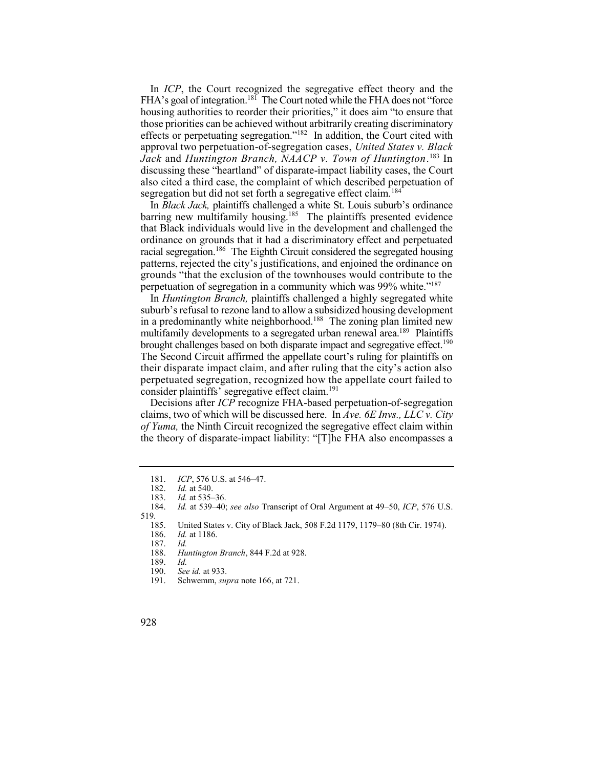In *ICP*, the Court recognized the segregative effect theory and the FHA's goal of integration.[181] The Court noted while the FHA does not "force housing authorities to reorder their priorities," it does aim "to ensure that those priorities can be achieved without arbitrarily creating discriminatory effects or perpetuating segregation."[182] In addition, the Court cited with approval two perpetuation-of-segregation cases, *United States v. Black Jack* and *Huntington Branch, NAACP v. Town of Huntington*.[183] In discussing these "heartland" of disparate-impact liability cases, the Court also cited a third case, the complaint of which described perpetuation of segregation but did not set forth a segregative effect claim.[184]

In *Black Jack,* plaintiffs challenged a white St. Louis suburb's ordinance barring new multifamily housing.[185] The plaintiffs presented evidence that Black individuals would live in the development and challenged the ordinance on grounds that it had a discriminatory effect and perpetuated racial segregation.[186] The Eighth Circuit considered the segregated housing patterns, rejected the city's justifications, and enjoined the ordinance on grounds "that the exclusion of the townhouses would contribute to the perpetuation of segregation in a community which was 99% white."[187]

In *Huntington Branch,* plaintiffs challenged a highly segregated white suburb's refusal to rezone land to allow a subsidized housing development in a predominantly white neighborhood.[188] The zoning plan limited new multifamily developments to a segregated urban renewal area.[189] Plaintiffs brought challenges based on both disparate impact and segregative effect.[190] The Second Circuit affirmed the appellate court's ruling for plaintiffs on their disparate impact claim, and after ruling that the city's action also perpetuated segregation, recognized how the appellate court failed to consider plaintiffs' segregative effect claim.[191]

Decisions after *ICP* recognize FHA-based perpetuation-of-segregation claims, two of which will be discussed here. In *Ave. 6E Invs., LLC v. City of Yuma,* the Ninth Circuit recognized the segregative effect claim within the theory of disparate-impact liability: "[T]he FHA also encompasses a

---

181. *ICP*, 576 U.S. at 546–47.

182. *Id.* at 540.

183. *Id.* at 535–36.

184. *Id.* at 539–40; *see also* Transcript of Oral Argument at 49–50, *ICP*, 576 U.S. 519.

185. United States v. City of Black Jack, 508 F.2d 1179, 1179–80 (8th Cir. 1974).

186. *Id.* at 1186.

187. *Id.*

188. *Huntington Branch*, 844 F.2d at 928.

189. *Id.*

190. *See id.* at 933.

191. Schwemm, *supra* note 166, at 721.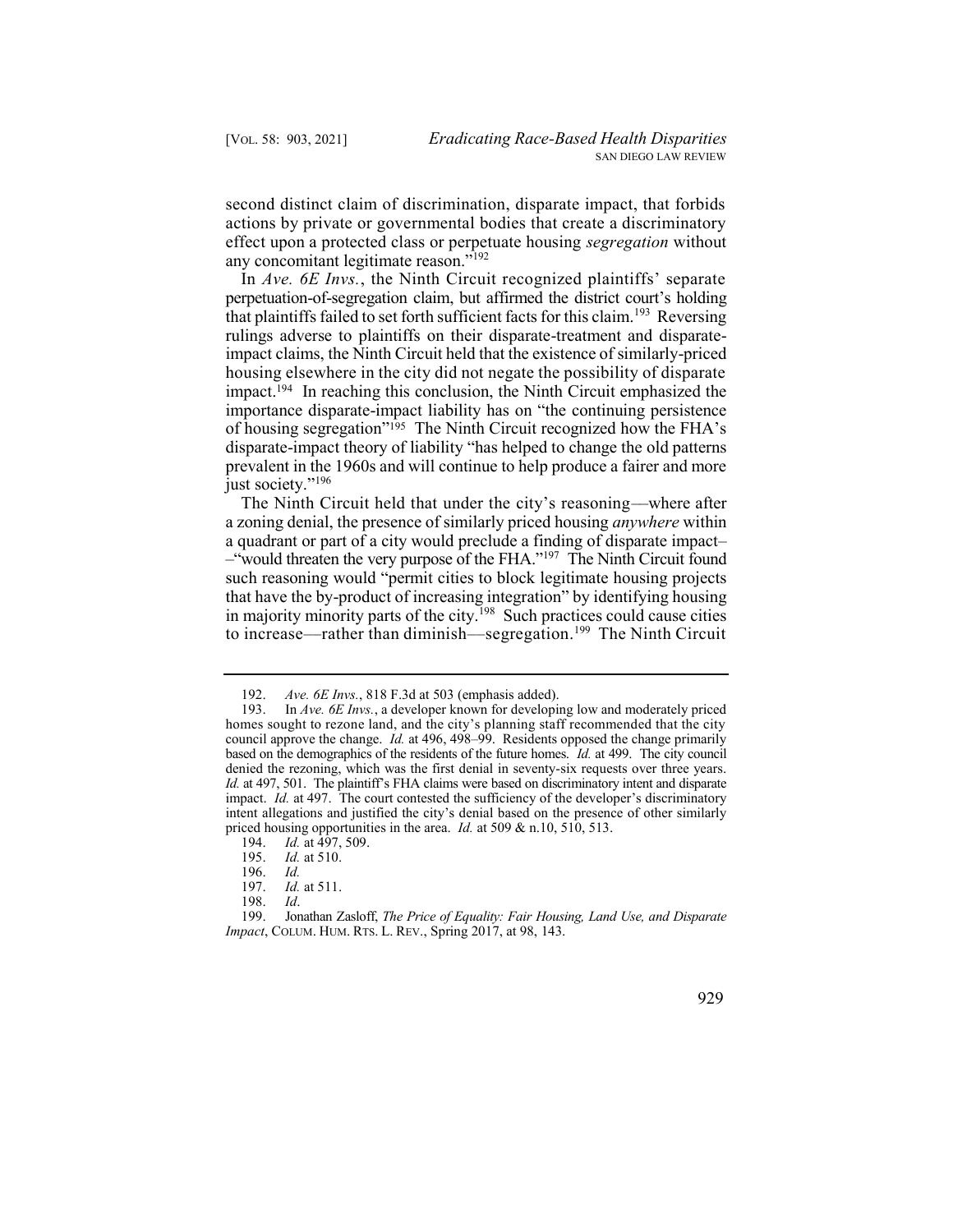second distinct claim of discrimination, disparate impact, that forbids actions by private or governmental bodies that create a discriminatory effect upon a protected class or perpetuate housing *segregation* without any concomitant legitimate reason."[192]

In *Ave. 6E Invs.*, the Ninth Circuit recognized plaintiffs' separate perpetuation-of-segregation claim, but affirmed the district court's holding that plaintiffs failed to set forth sufficient facts for this claim.[193] Reversing rulings adverse to plaintiffs on their disparate-treatment and disparate-impact claims, the Ninth Circuit held that the existence of similarly-priced housing elsewhere in the city did not negate the possibility of disparate impact.[194] In reaching this conclusion, the Ninth Circuit emphasized the importance disparate-impact liability has on "the continuing persistence of housing segregation"[195] The Ninth Circuit recognized how the FHA's disparate-impact theory of liability "has helped to change the old patterns prevalent in the 1960s and will continue to help produce a fairer and more just society."[196]

The Ninth Circuit held that under the city's reasoning—where after a zoning denial, the presence of similarly priced housing *anywhere* within a quadrant or part of a city would preclude a finding of disparate impact—"would threaten the very purpose of the FHA."[197] The Ninth Circuit found such reasoning would "permit cities to block legitimate housing projects that have the by-product of increasing integration" by identifying housing in majority minority parts of the city.[198] Such practices could cause cities to increase—rather than diminish—segregation.[199] The Ninth Circuit

---

192. *Ave. 6E Invs.*, 818 F.3d at 503 (emphasis added).

193. In *Ave. 6E Invs.*, a developer known for developing low and moderately priced homes sought to rezone land, and the city's planning staff recommended that the city council approve the change. *Id.* at 496, 498–99. Residents opposed the change primarily based on the demographics of the residents of the future homes. *Id.* at 499. The city council denied the rezoning, which was the first denial in seventy-six requests over three years. *Id.* at 497, 501. The plaintiff's FHA claims were based on discriminatory intent and disparate impact. *Id.* at 497. The court contested the sufficiency of the developer's discriminatory intent allegations and justified the city's denial based on the presence of other similarly priced housing opportunities in the area. *Id.* at 509 & n.10, 510, 513.

194. *Id.* at 497, 509.

195. *Id.* at 510.

196. *Id.*

197. *Id.* at 511.

198. *Id*.

199. Jonathan Zasloff, *The Price of Equality: Fair Housing, Land Use, and Disparate Impact*, COLUM. HUM. RTS. L. REV., Spring 2017, at 98, 143.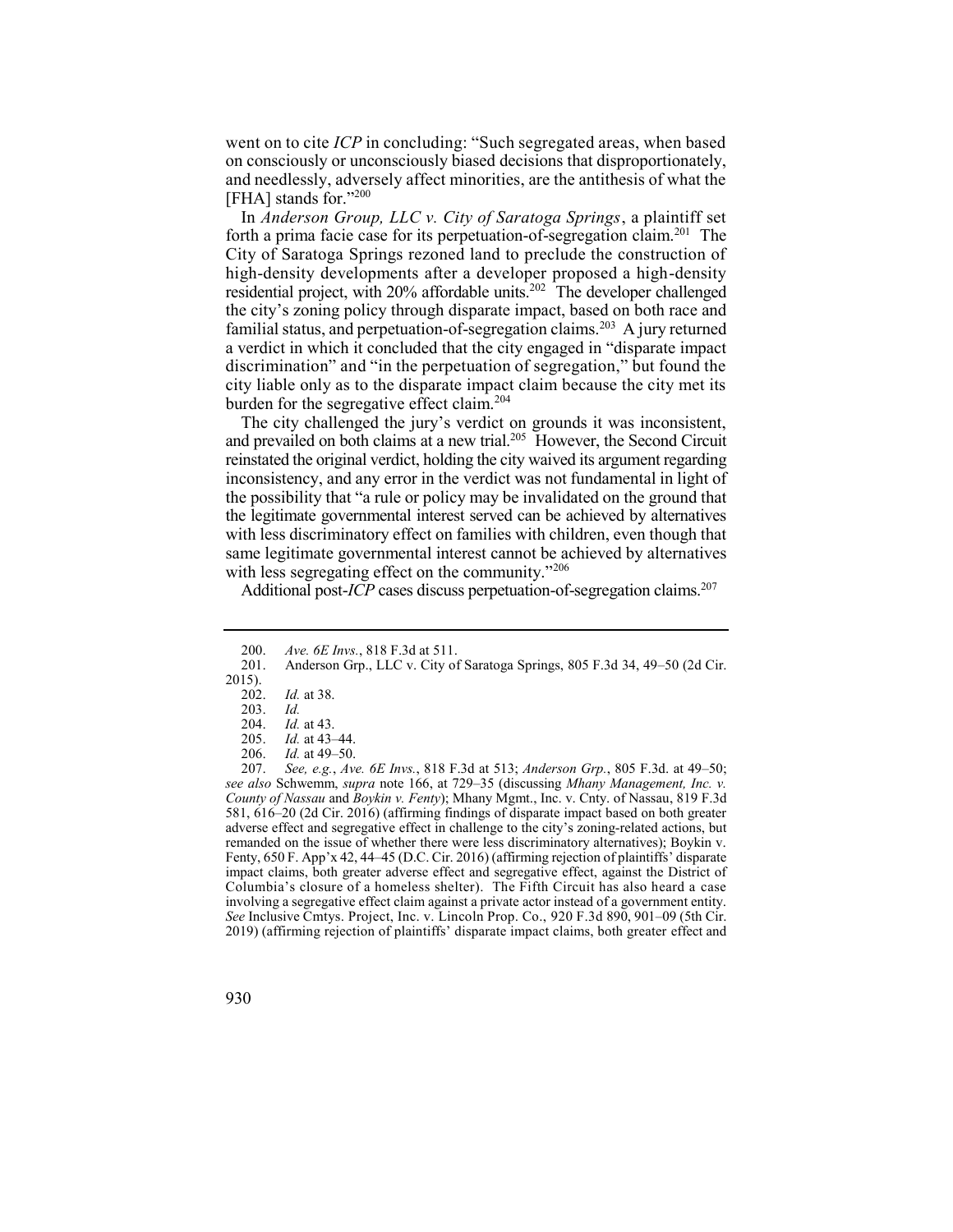went on to cite *ICP* in concluding: "Such segregated areas, when based on consciously or unconsciously biased decisions that disproportionately, and needlessly, adversely affect minorities, are the antithesis of what the [FHA] stands for."[200]

In *Anderson Group, LLC v. City of Saratoga Springs*, a plaintiff set forth a prima facie case for its perpetuation-of-segregation claim.[201] The City of Saratoga Springs rezoned land to preclude the construction of high-density developments after a developer proposed a high-density residential project, with 20% affordable units.[202] The developer challenged the city's zoning policy through disparate impact, based on both race and familial status, and perpetuation-of-segregation claims.[203] A jury returned a verdict in which it concluded that the city engaged in "disparate impact discrimination" and "in the perpetuation of segregation," but found the city liable only as to the disparate impact claim because the city met its burden for the segregative effect claim.[204]

The city challenged the jury's verdict on grounds it was inconsistent, and prevailed on both claims at a new trial.[205] However, the Second Circuit reinstated the original verdict, holding the city waived its argument regarding inconsistency, and any error in the verdict was not fundamental in light of the possibility that "a rule or policy may be invalidated on the ground that the legitimate governmental interest served can be achieved by alternatives with less discriminatory effect on families with children, even though that same legitimate governmental interest cannot be achieved by alternatives with less segregating effect on the community."[206]

Additional post-*ICP* cases discuss perpetuation-of-segregation claims.[207]

---

200. *Ave. 6E Invs.*, 818 F.3d at 511.

201. Anderson Grp., LLC v. City of Saratoga Springs, 805 F.3d 34, 49–50 (2d Cir. 2015).

202. *Id.* at 38.

203. *Id.*

204. *Id.* at 43.

205. *Id.* at 43–44.

206. *Id.* at 49–50.

207. *See, e.g.*, *Ave. 6E Invs.*, 818 F.3d at 513; *Anderson Grp.*, 805 F.3d. at 49–50; *see also* Schwemm, *supra* note 166, at 729–35 (discussing *Mhany Management, Inc. v. County of Nassau* and *Boykin v. Fenty*); Mhany Mgmt., Inc. v. Cnty. of Nassau, 819 F.3d 581, 616–20 (2d Cir. 2016) (affirming findings of disparate impact based on both greater adverse effect and segregative effect in challenge to the city's zoning-related actions, but remanded on the issue of whether there were less discriminatory alternatives); Boykin v. Fenty, 650 F. App'x 42, 44–45 (D.C. Cir. 2016) (affirming rejection of plaintiffs' disparate impact claims, both greater adverse effect and segregative effect, against the District of Columbia's closure of a homeless shelter). The Fifth Circuit has also heard a case involving a segregative effect claim against a private actor instead of a government entity. *See* Inclusive Cmtys. Project, Inc. v. Lincoln Prop. Co., 920 F.3d 890, 901–09 (5th Cir. 2019) (affirming rejection of plaintiffs' disparate impact claims, both greater effect and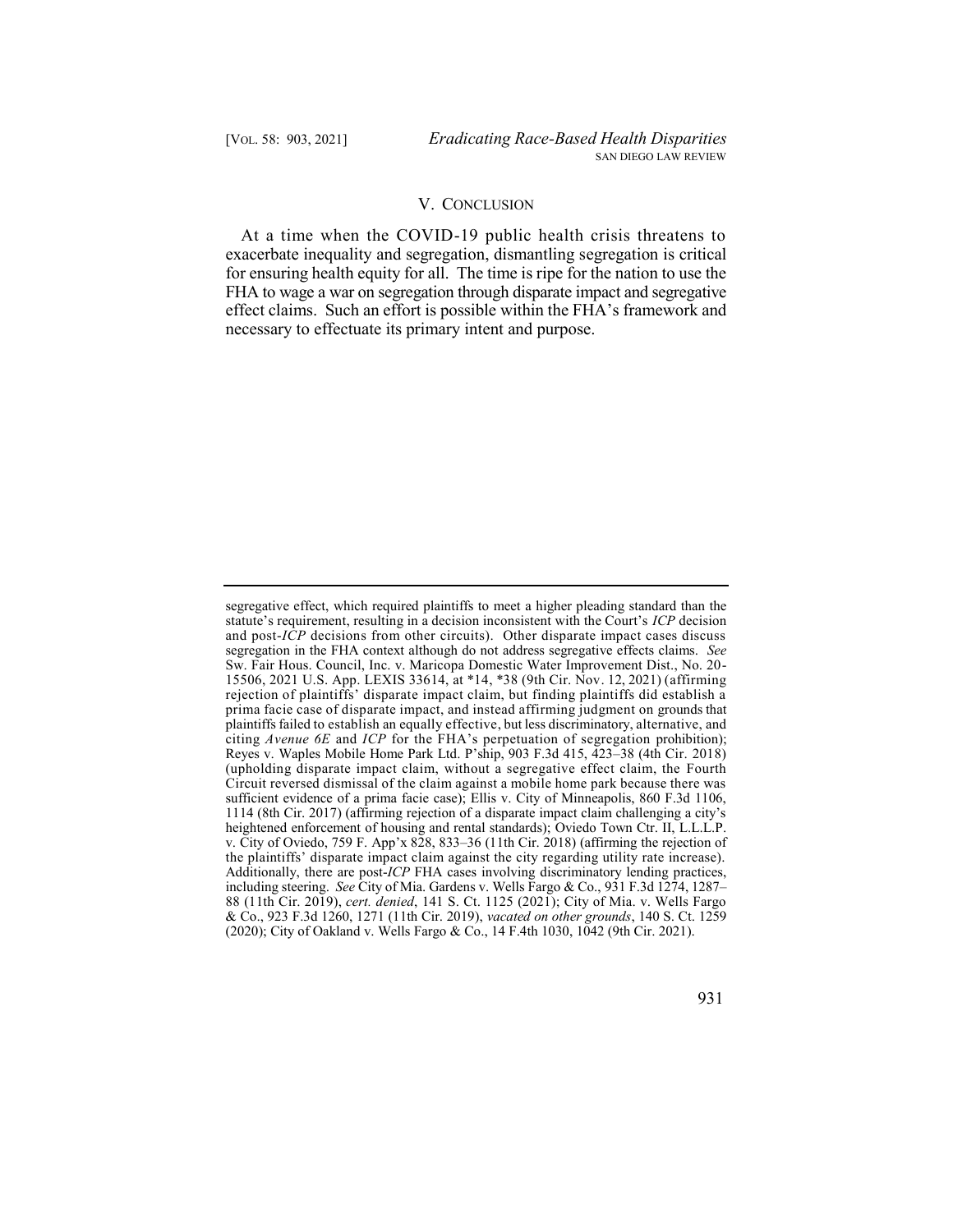## V. CONCLUSION

At a time when the COVID-19 public health crisis threatens to exacerbate inequality and segregation, dismantling segregation is critical for ensuring health equity for all. The time is ripe for the nation to use the FHA to wage a war on segregation through disparate impact and segregative effect claims. Such an effort is possible within the FHA's framework and necessary to effectuate its primary intent and purpose.

---

segregative effect, which required plaintiffs to meet a higher pleading standard than the statute's requirement, resulting in a decision inconsistent with the Court's *ICP* decision and post-*ICP* decisions from other circuits). Other disparate impact cases discuss segregation in the FHA context although do not address segregative effects claims. *See* Sw. Fair Hous. Council, Inc. v. Maricopa Domestic Water Improvement Dist., No. 20-15506, 2021 U.S. App. LEXIS 33614, at *14, *38 (9th Cir. Nov. 12, 2021) (affirming rejection of plaintiffs' disparate impact claim, but finding plaintiffs did establish a prima facie case of disparate impact, and instead affirming judgment on grounds that plaintiffs failed to establish an equally effective, but less discriminatory, alternative, and citing *Avenue 6E* and *ICP* for the FHA's perpetuation of segregation prohibition); Reyes v. Waples Mobile Home Park Ltd. P'ship, 903 F.3d 415, 423–38 (4th Cir. 2018) (upholding disparate impact claim, without a segregative effect claim, the Fourth Circuit reversed dismissal of the claim against a mobile home park because there was sufficient evidence of a prima facie case); Ellis v. City of Minneapolis, 860 F.3d 1106, 1114 (8th Cir. 2017) (affirming rejection of a disparate impact claim challenging a city's heightened enforcement of housing and rental standards); Oviedo Town Ctr. II, L.L.L.P. v. City of Oviedo, 759 F. App'x 828, 833–36 (11th Cir. 2018) (affirming the rejection of the plaintiffs' disparate impact claim against the city regarding utility rate increase). Additionally, there are post-*ICP* FHA cases involving discriminatory lending practices, including steering. *See* City of Mia. Gardens v. Wells Fargo & Co., 931 F.3d 1274, 1287–88 (11th Cir. 2019), *cert. denied*, 141 S. Ct. 1125 (2021); City of Mia. v. Wells Fargo & Co., 923 F.3d 1260, 1271 (11th Cir. 2019), *vacated on other grounds*, 140 S. Ct. 1259 (2020); City of Oakland v. Wells Fargo & Co., 14 F.4th 1030, 1042 (9th Cir. 2021).